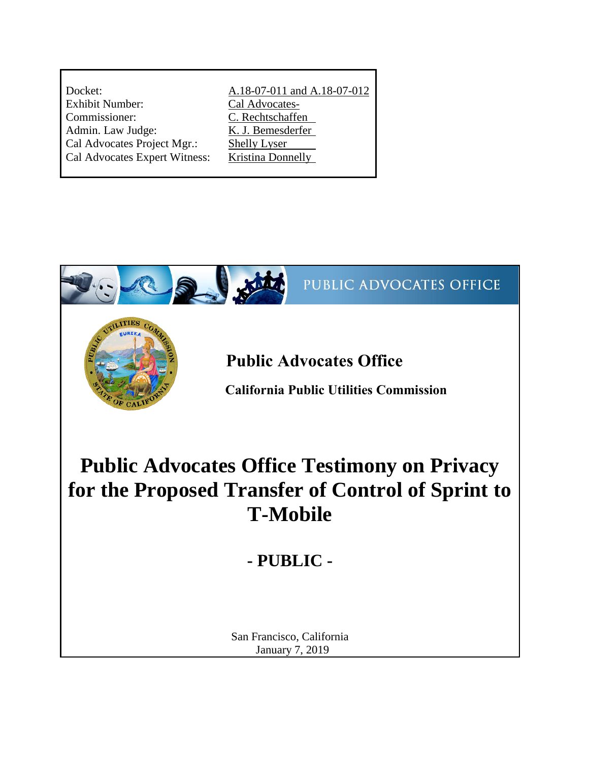| | |
|---|---|
| Docket: | A.18-07-011 and A.18-07-012 |
| Exhibit Number: | Cal Advocates- |
| Commissioner: | C. Rechtschaffen |
| Admin. Law Judge: | K. J. Bemesderfer |
| Cal Advocates Project Mgr.: | Shelly Lyser |
| Cal Advocates Expert Witness: | Kristina Donnelly |

PUBLIC ADVOCATES OFFICE

**Public Advocates Office**

**California Public Utilities Commission**

# Public Advocates Office Testimony on Privacy for the Proposed Transfer of Control of Sprint to T-Mobile

## - PUBLIC -

San Francisco, California
January 7, 2019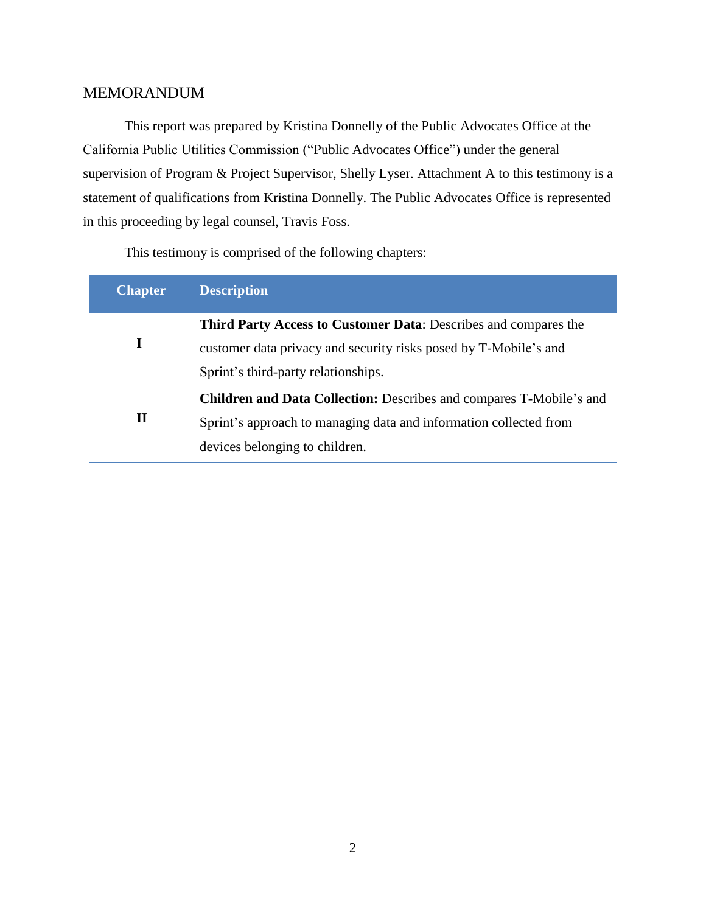## MEMORANDUM

This report was prepared by Kristina Donnelly of the Public Advocates Office at the California Public Utilities Commission ("Public Advocates Office") under the general supervision of Program & Project Supervisor, Shelly Lyser. Attachment A to this testimony is a statement of qualifications from Kristina Donnelly. The Public Advocates Office is represented in this proceeding by legal counsel, Travis Foss.

This testimony is comprised of the following chapters:

| Chapter | Description |
|---|---|
| I | **Third Party Access to Customer Data**: Describes and compares the customer data privacy and security risks posed by T-Mobile's and Sprint's third-party relationships. |
| II | **Children and Data Collection:** Describes and compares T-Mobile's and Sprint's approach to managing data and information collected from devices belonging to children. |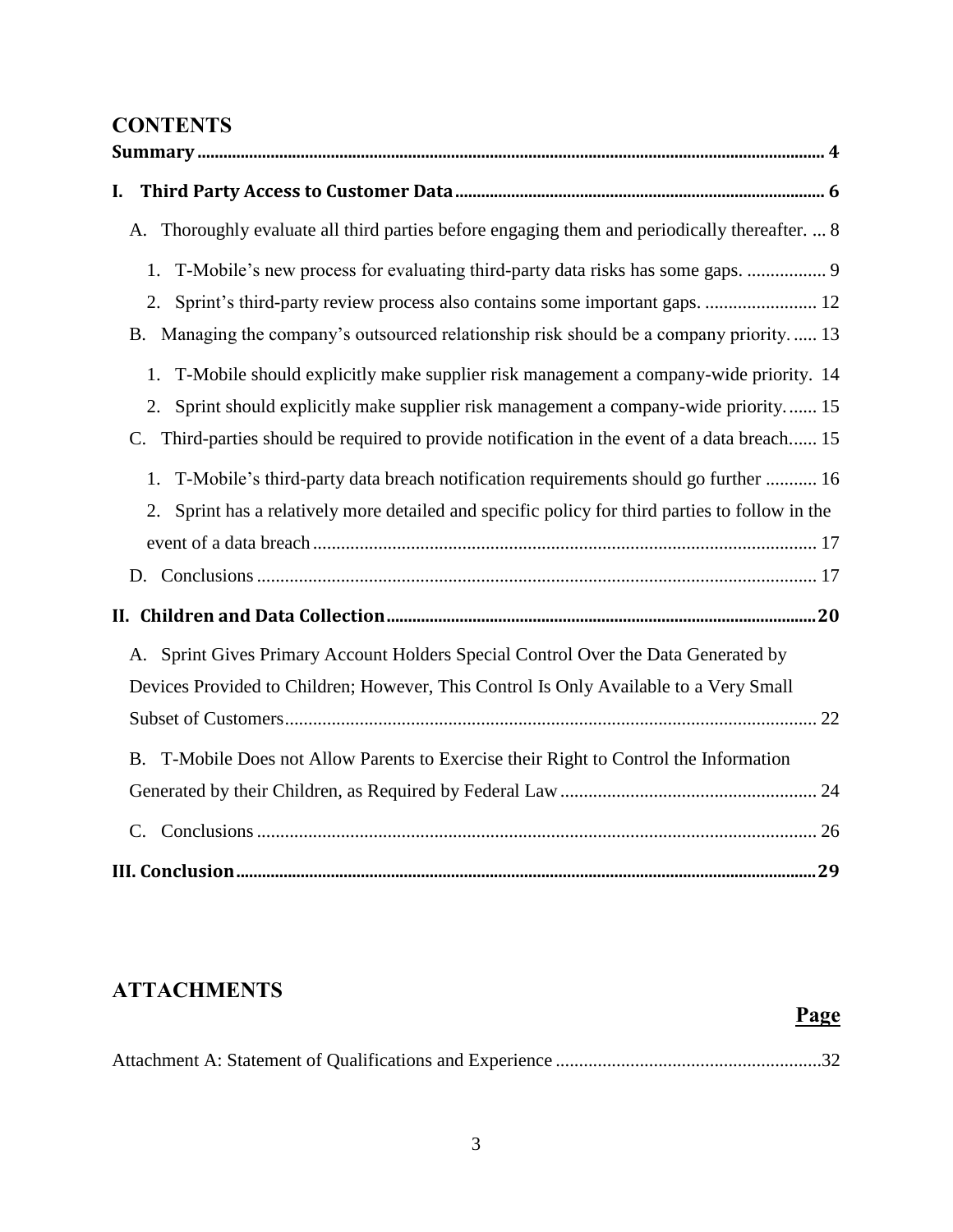# CONTENTS

**Summary** ........................................................................................................................................ **4**

**I. Third Party Access to Customer Data** ..................................................................................... **6**

A. Thoroughly evaluate all third parties before engaging them and periodically thereafter. ... 8

1. T-Mobile's new process for evaluating third-party data risks has some gaps. ................. 9
2. Sprint's third-party review process also contains some important gaps. ........................ 12

B. Managing the company's outsourced relationship risk should be a company priority. ..... 13

1. T-Mobile should explicitly make supplier risk management a company-wide priority. 14
2. Sprint should explicitly make supplier risk management a company-wide priority. ...... 15

C. Third-parties should be required to provide notification in the event of a data breach...... 15

1. T-Mobile's third-party data breach notification requirements should go further ........... 16
2. Sprint has a relatively more detailed and specific policy for third parties to follow in the event of a data breach ........................................................................................................... 17

D. Conclusions ....................................................................................................................... 17

**II. Children and Data Collection** .................................................................................................. **20**

A. Sprint Gives Primary Account Holders Special Control Over the Data Generated by Devices Provided to Children; However, This Control Is Only Available to a Very Small Subset of Customers .................................................................................................................. 22

B. T-Mobile Does not Allow Parents to Exercise their Right to Control the Information Generated by their Children, as Required by Federal Law ...................................................... 24

C. Conclusions ........................................................................................................................ 26

**III. Conclusion** .................................................................................................................................. **29**

# ATTACHMENTS

**Page**

Attachment A: Statement of Qualifications and Experience .........................................................32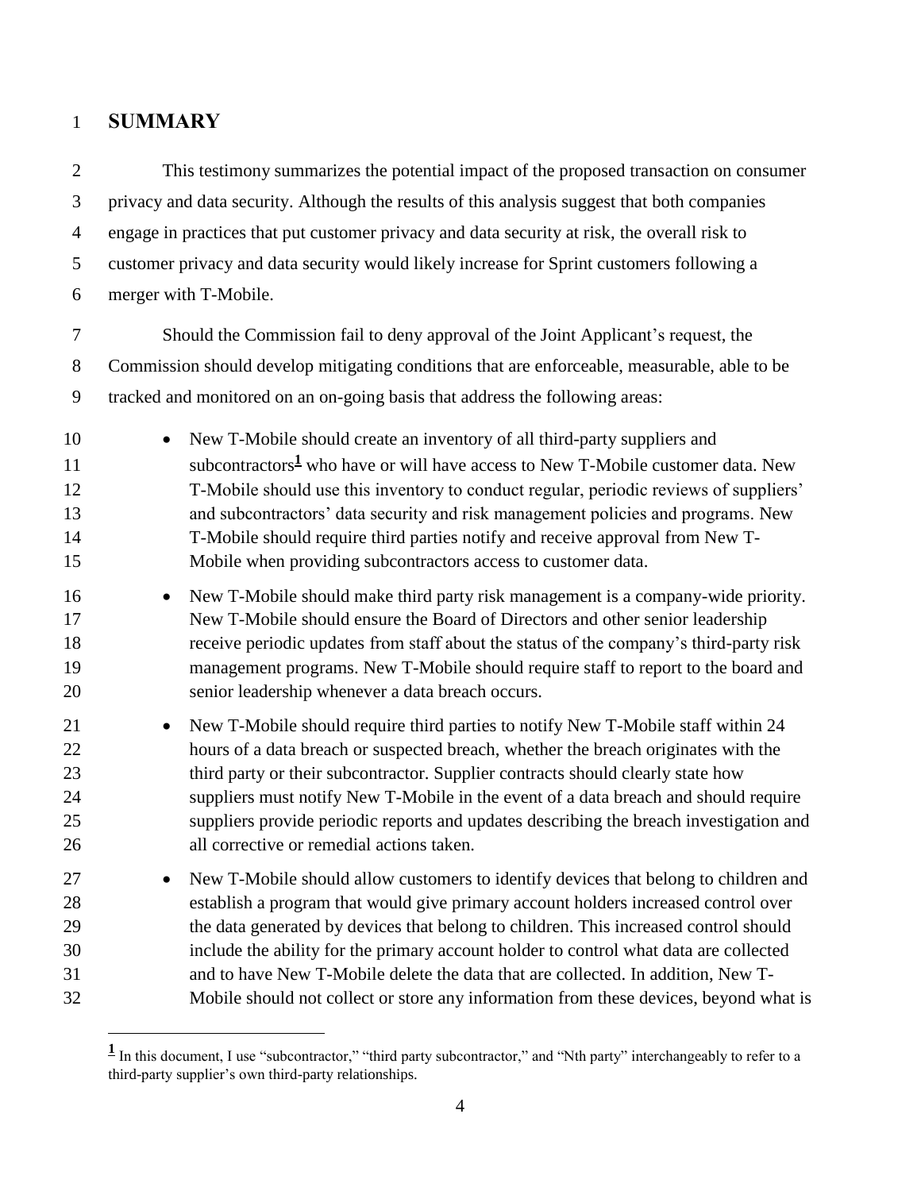# SUMMARY

This testimony summarizes the potential impact of the proposed transaction on consumer privacy and data security. Although the results of this analysis suggest that both companies engage in practices that put customer privacy and data security at risk, the overall risk to customer privacy and data security would likely increase for Sprint customers following a merger with T-Mobile.

Should the Commission fail to deny approval of the Joint Applicant's request, the Commission should develop mitigating conditions that are enforceable, measurable, able to be tracked and monitored on an on-going basis that address the following areas:

- New T-Mobile should create an inventory of all third-party suppliers and subcontractors[1] who have or will have access to New T-Mobile customer data. New T-Mobile should use this inventory to conduct regular, periodic reviews of suppliers' and subcontractors' data security and risk management policies and programs. New T-Mobile should require third parties notify and receive approval from New T-Mobile when providing subcontractors access to customer data.
- New T-Mobile should make third party risk management is a company-wide priority. New T-Mobile should ensure the Board of Directors and other senior leadership receive periodic updates from staff about the status of the company's third-party risk management programs. New T-Mobile should require staff to report to the board and senior leadership whenever a data breach occurs.
- New T-Mobile should require third parties to notify New T-Mobile staff within 24 hours of a data breach or suspected breach, whether the breach originates with the third party or their subcontractor. Supplier contracts should clearly state how suppliers must notify New T-Mobile in the event of a data breach and should require suppliers provide periodic reports and updates describing the breach investigation and all corrective or remedial actions taken.
- New T-Mobile should allow customers to identify devices that belong to children and establish a program that would give primary account holders increased control over the data generated by devices that belong to children. This increased control should include the ability for the primary account holder to control what data are collected and to have New T-Mobile delete the data that are collected. In addition, New T-Mobile should not collect or store any information from these devices, beyond what is

[1] In this document, I use "subcontractor," "third party subcontractor," and "Nth party" interchangeably to refer to a third-party supplier's own third-party relationships.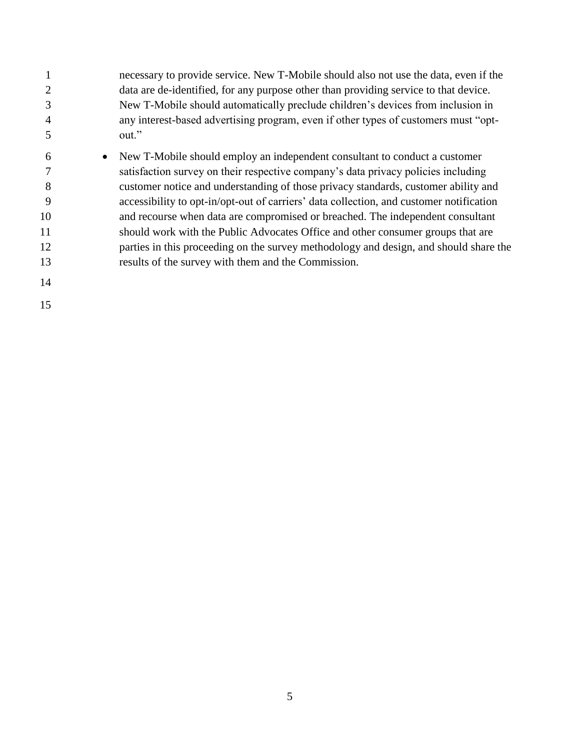necessary to provide service. New T-Mobile should also not use the data, even if the data are de-identified, for any purpose other than providing service to that device. New T-Mobile should automatically preclude children's devices from inclusion in any interest-based advertising program, even if other types of customers must "opt-out."

- New T-Mobile should employ an independent consultant to conduct a customer satisfaction survey on their respective company's data privacy policies including customer notice and understanding of those privacy standards, customer ability and accessibility to opt-in/opt-out of carriers' data collection, and customer notification and recourse when data are compromised or breached. The independent consultant should work with the Public Advocates Office and other consumer groups that are parties in this proceeding on the survey methodology and design, and should share the results of the survey with them and the Commission.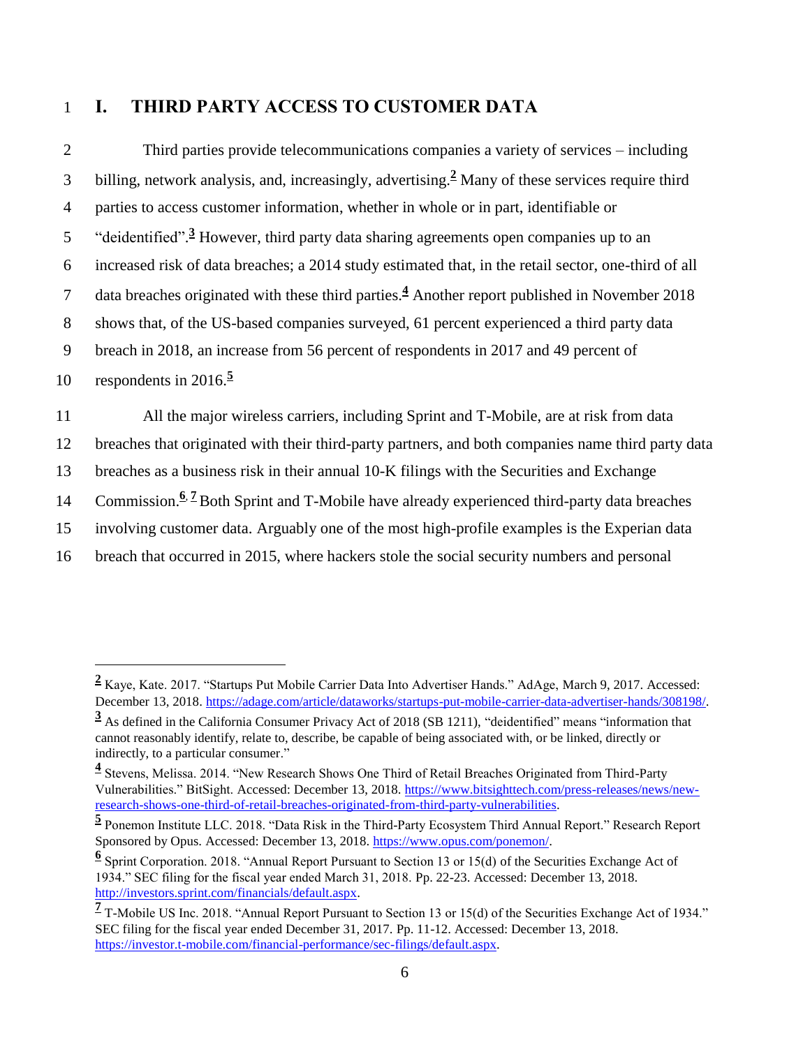# I. THIRD PARTY ACCESS TO CUSTOMER DATA

Third parties provide telecommunications companies a variety of services – including billing, network analysis, and, increasingly, advertising.[2] Many of these services require third parties to access customer information, whether in whole or in part, identifiable or "deidentified".[3] However, third party data sharing agreements open companies up to an increased risk of data breaches; a 2014 study estimated that, in the retail sector, one-third of all data breaches originated with these third parties.[4] Another report published in November 2018 shows that, of the US-based companies surveyed, 61 percent experienced a third party data breach in 2018, an increase from 56 percent of respondents in 2017 and 49 percent of respondents in 2016.[5]

All the major wireless carriers, including Sprint and T-Mobile, are at risk from data breaches that originated with their third-party partners, and both companies name third party data breaches as a business risk in their annual 10-K filings with the Securities and Exchange Commission.[6, 7] Both Sprint and T-Mobile have already experienced third-party data breaches involving customer data. Arguably one of the most high-profile examples is the Experian data breach that occurred in 2015, where hackers stole the social security numbers and personal

---

[2] Kaye, Kate. 2017. "Startups Put Mobile Carrier Data Into Advertiser Hands." AdAge, March 9, 2017. Accessed: December 13, 2018. https://adage.com/article/dataworks/startups-put-mobile-carrier-data-advertiser-hands/308198/.

[3] As defined in the California Consumer Privacy Act of 2018 (SB 1211), "deidentified" means "information that cannot reasonably identify, relate to, describe, be capable of being associated with, or be linked, directly or indirectly, to a particular consumer."

[4] Stevens, Melissa. 2014. "New Research Shows One Third of Retail Breaches Originated from Third-Party Vulnerabilities." BitSight. Accessed: December 13, 2018. https://www.bitsighttech.com/press-releases/news/new-research-shows-one-third-of-retail-breaches-originated-from-third-party-vulnerabilities.

[5] Ponemon Institute LLC. 2018. "Data Risk in the Third-Party Ecosystem Third Annual Report." Research Report Sponsored by Opus. Accessed: December 13, 2018. https://www.opus.com/ponemon/.

[6] Sprint Corporation. 2018. "Annual Report Pursuant to Section 13 or 15(d) of the Securities Exchange Act of 1934." SEC filing for the fiscal year ended March 31, 2018. Pp. 22-23. Accessed: December 13, 2018. http://investors.sprint.com/financials/default.aspx.

[7] T-Mobile US Inc. 2018. "Annual Report Pursuant to Section 13 or 15(d) of the Securities Exchange Act of 1934." SEC filing for the fiscal year ended December 31, 2017. Pp. 11-12. Accessed: December 13, 2018. https://investor.t-mobile.com/financial-performance/sec-filings/default.aspx.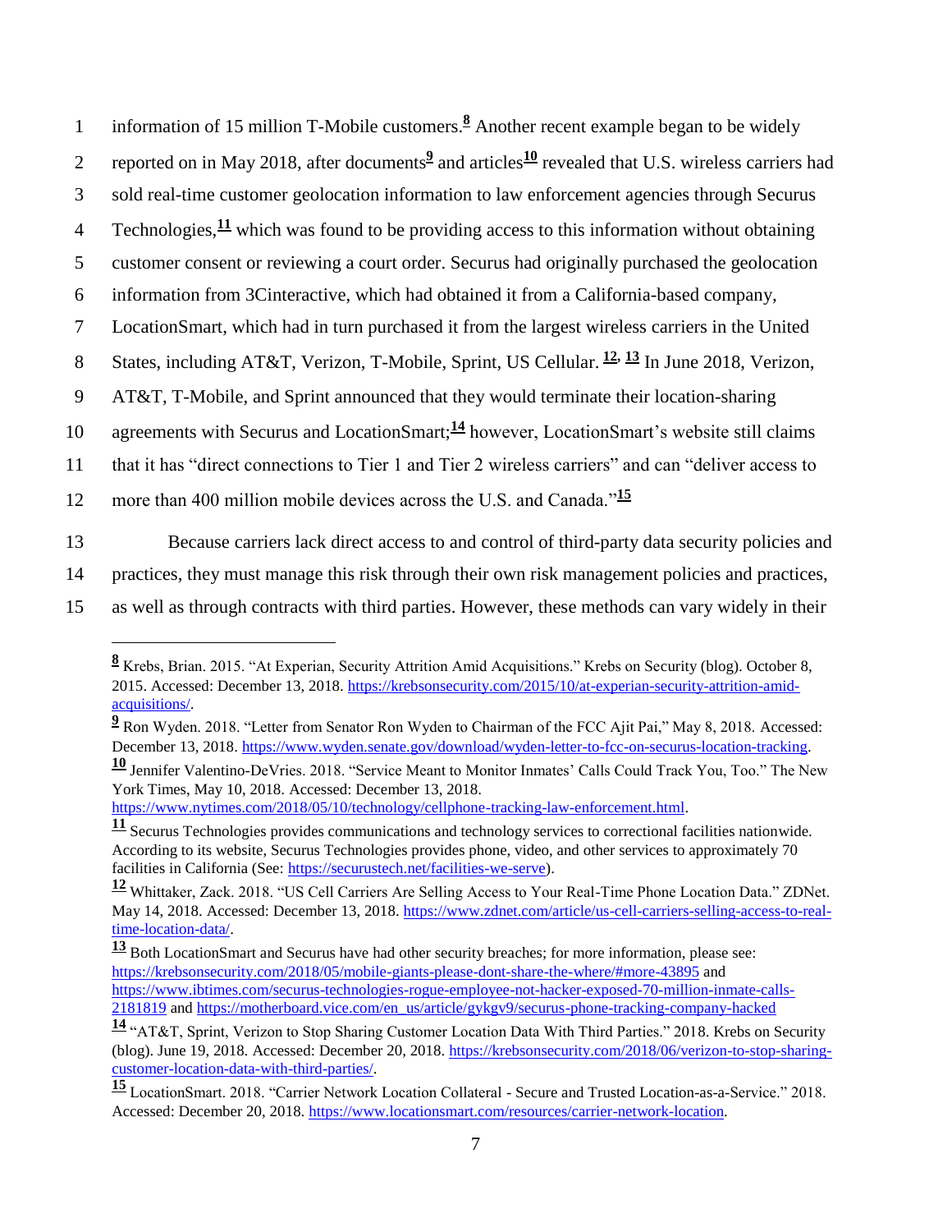information of 15 million T-Mobile customers.[8] Another recent example began to be widely reported on in May 2018, after documents[9] and articles[10] revealed that U.S. wireless carriers had sold real-time customer geolocation information to law enforcement agencies through Securus Technologies,[11] which was found to be providing access to this information without obtaining customer consent or reviewing a court order. Securus had originally purchased the geolocation information from 3Cinteractive, which had obtained it from a California-based company, LocationSmart, which had in turn purchased it from the largest wireless carriers in the United States, including AT&T, Verizon, T-Mobile, Sprint, US Cellular.[12, 13] In June 2018, Verizon, AT&T, T-Mobile, and Sprint announced that they would terminate their location-sharing agreements with Securus and LocationSmart;[14] however, LocationSmart's website still claims that it has "direct connections to Tier 1 and Tier 2 wireless carriers" and can "deliver access to more than 400 million mobile devices across the U.S. and Canada."[15]

Because carriers lack direct access to and control of third-party data security policies and practices, they must manage this risk through their own risk management policies and practices, as well as through contracts with third parties. However, these methods can vary widely in their

---

[8] Krebs, Brian. 2015. "At Experian, Security Attrition Amid Acquisitions." Krebs on Security (blog). October 8, 2015. Accessed: December 13, 2018. https://krebsonsecurity.com/2015/10/at-experian-security-attrition-amid-acquisitions/.

[9] Ron Wyden. 2018. "Letter from Senator Ron Wyden to Chairman of the FCC Ajit Pai," May 8, 2018. Accessed: December 13, 2018. https://www.wyden.senate.gov/download/wyden-letter-to-fcc-on-securus-location-tracking.

[10] Jennifer Valentino-DeVries. 2018. "Service Meant to Monitor Inmates' Calls Could Track You, Too." The New York Times, May 10, 2018. Accessed: December 13, 2018. https://www.nytimes.com/2018/05/10/technology/cellphone-tracking-law-enforcement.html.

[11] Securus Technologies provides communications and technology services to correctional facilities nationwide. According to its website, Securus Technologies provides phone, video, and other services to approximately 70 facilities in California (See: https://securustech.net/facilities-we-serve).

[12] Whittaker, Zack. 2018. "US Cell Carriers Are Selling Access to Your Real-Time Phone Location Data." ZDNet. May 14, 2018. Accessed: December 13, 2018. https://www.zdnet.com/article/us-cell-carriers-selling-access-to-real-time-location-data/.

[13] Both LocationSmart and Securus have had other security breaches; for more information, please see: https://krebsonsecurity.com/2018/05/mobile-giants-please-dont-share-the-where/#more-43895 and https://www.ibtimes.com/securus-technologies-rogue-employee-not-hacker-exposed-70-million-inmate-calls-2181819 and https://motherboard.vice.com/en_us/article/gykgv9/securus-phone-tracking-company-hacked

[14] "AT&T, Sprint, Verizon to Stop Sharing Customer Location Data With Third Parties." 2018. Krebs on Security (blog). June 19, 2018. Accessed: December 20, 2018. https://krebsonsecurity.com/2018/06/verizon-to-stop-sharing-customer-location-data-with-third-parties/.

[15] LocationSmart. 2018. "Carrier Network Location Collateral - Secure and Trusted Location-as-a-Service." 2018. Accessed: December 20, 2018. https://www.locationsmart.com/resources/carrier-network-location.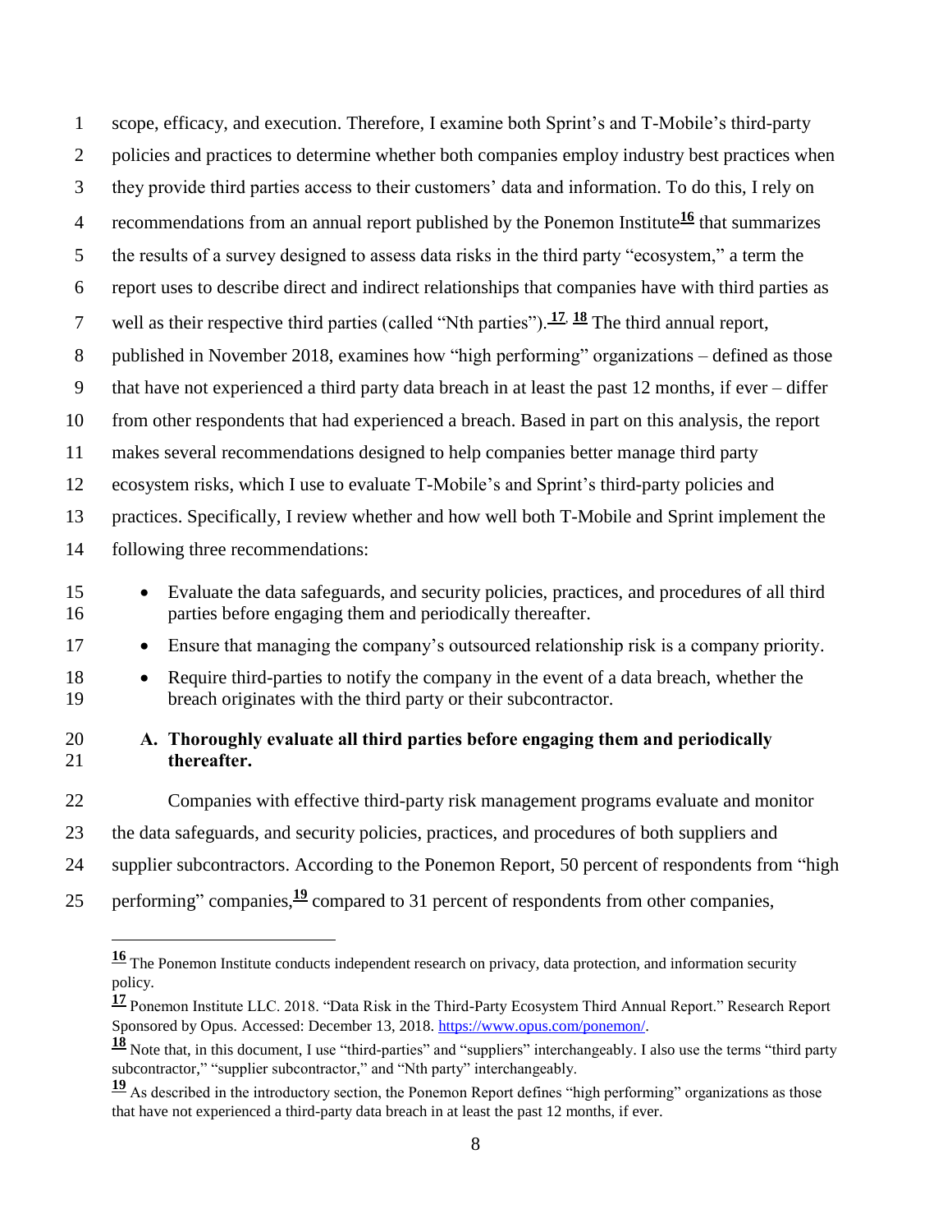scope, efficacy, and execution. Therefore, I examine both Sprint's and T-Mobile's third-party policies and practices to determine whether both companies employ industry best practices when they provide third parties access to their customers' data and information. To do this, I rely on recommendations from an annual report published by the Ponemon Institute[16] that summarizes the results of a survey designed to assess data risks in the third party "ecosystem," a term the report uses to describe direct and indirect relationships that companies have with third parties as well as their respective third parties (called "Nth parties").[17, 18] The third annual report, published in November 2018, examines how "high performing" organizations – defined as those that have not experienced a third party data breach in at least the past 12 months, if ever – differ from other respondents that had experienced a breach. Based in part on this analysis, the report makes several recommendations designed to help companies better manage third party ecosystem risks, which I use to evaluate T-Mobile's and Sprint's third-party policies and practices. Specifically, I review whether and how well both T-Mobile and Sprint implement the following three recommendations:

- Evaluate the data safeguards, and security policies, practices, and procedures of all third parties before engaging them and periodically thereafter.
- Ensure that managing the company's outsourced relationship risk is a company priority.
- Require third-parties to notify the company in the event of a data breach, whether the breach originates with the third party or their subcontractor.

### A. Thoroughly evaluate all third parties before engaging them and periodically thereafter.

Companies with effective third-party risk management programs evaluate and monitor the data safeguards, and security policies, practices, and procedures of both suppliers and supplier subcontractors. According to the Ponemon Report, 50 percent of respondents from "high performing" companies,[19] compared to 31 percent of respondents from other companies,

---

[16] The Ponemon Institute conducts independent research on privacy, data protection, and information security policy.

[17] Ponemon Institute LLC. 2018. "Data Risk in the Third-Party Ecosystem Third Annual Report." Research Report Sponsored by Opus. Accessed: December 13, 2018. https://www.opus.com/ponemon/.

[18] Note that, in this document, I use "third-parties" and "suppliers" interchangeably. I also use the terms "third party subcontractor," "supplier subcontractor," and "Nth party" interchangeably.

[19] As described in the introductory section, the Ponemon Report defines "high performing" organizations as those that have not experienced a third-party data breach in at least the past 12 months, if ever.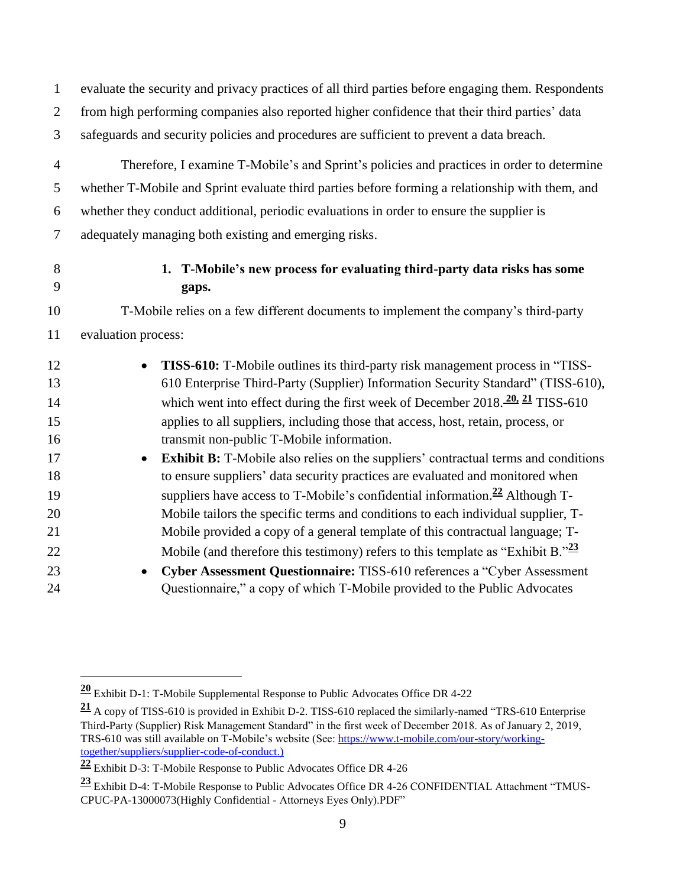evaluate the security and privacy practices of all third parties before engaging them. Respondents from high performing companies also reported higher confidence that their third parties' data safeguards and security policies and procedures are sufficient to prevent a data breach.

Therefore, I examine T-Mobile's and Sprint's policies and practices in order to determine whether T-Mobile and Sprint evaluate third parties before forming a relationship with them, and whether they conduct additional, periodic evaluations in order to ensure the supplier is adequately managing both existing and emerging risks.

### 1. T-Mobile's new process for evaluating third-party data risks has some gaps.

T-Mobile relies on a few different documents to implement the company's third-party evaluation process:

- **TISS-610:** T-Mobile outlines its third-party risk management process in "TISS-610 Enterprise Third-Party (Supplier) Information Security Standard" (TISS-610), which went into effect during the first week of December 2018.[20, 21] TISS-610 applies to all suppliers, including those that access, host, retain, process, or transmit non-public T-Mobile information.
- **Exhibit B:** T-Mobile also relies on the suppliers' contractual terms and conditions to ensure suppliers' data security practices are evaluated and monitored when suppliers have access to T-Mobile's confidential information.[22] Although T-Mobile tailors the specific terms and conditions to each individual supplier, T-Mobile provided a copy of a general template of this contractual language; T-Mobile (and therefore this testimony) refers to this template as "Exhibit B."[23]
- **Cyber Assessment Questionnaire:** TISS-610 references a "Cyber Assessment Questionnaire," a copy of which T-Mobile provided to the Public Advocates

---

[20] Exhibit D-1: T-Mobile Supplemental Response to Public Advocates Office DR 4-22

[21] A copy of TISS-610 is provided in Exhibit D-2. TISS-610 replaced the similarly-named "TRS-610 Enterprise Third-Party (Supplier) Risk Management Standard" in the first week of December 2018. As of January 2, 2019, TRS-610 was still available on T-Mobile's website (See: https://www.t-mobile.com/our-story/working-together/suppliers/supplier-code-of-conduct.)

[22] Exhibit D-3: T-Mobile Response to Public Advocates Office DR 4-26

[23] Exhibit D-4: T-Mobile Response to Public Advocates Office DR 4-26 CONFIDENTIAL Attachment "TMUS-CPUC-PA-13000073(Highly Confidential - Attorneys Eyes Only).PDF"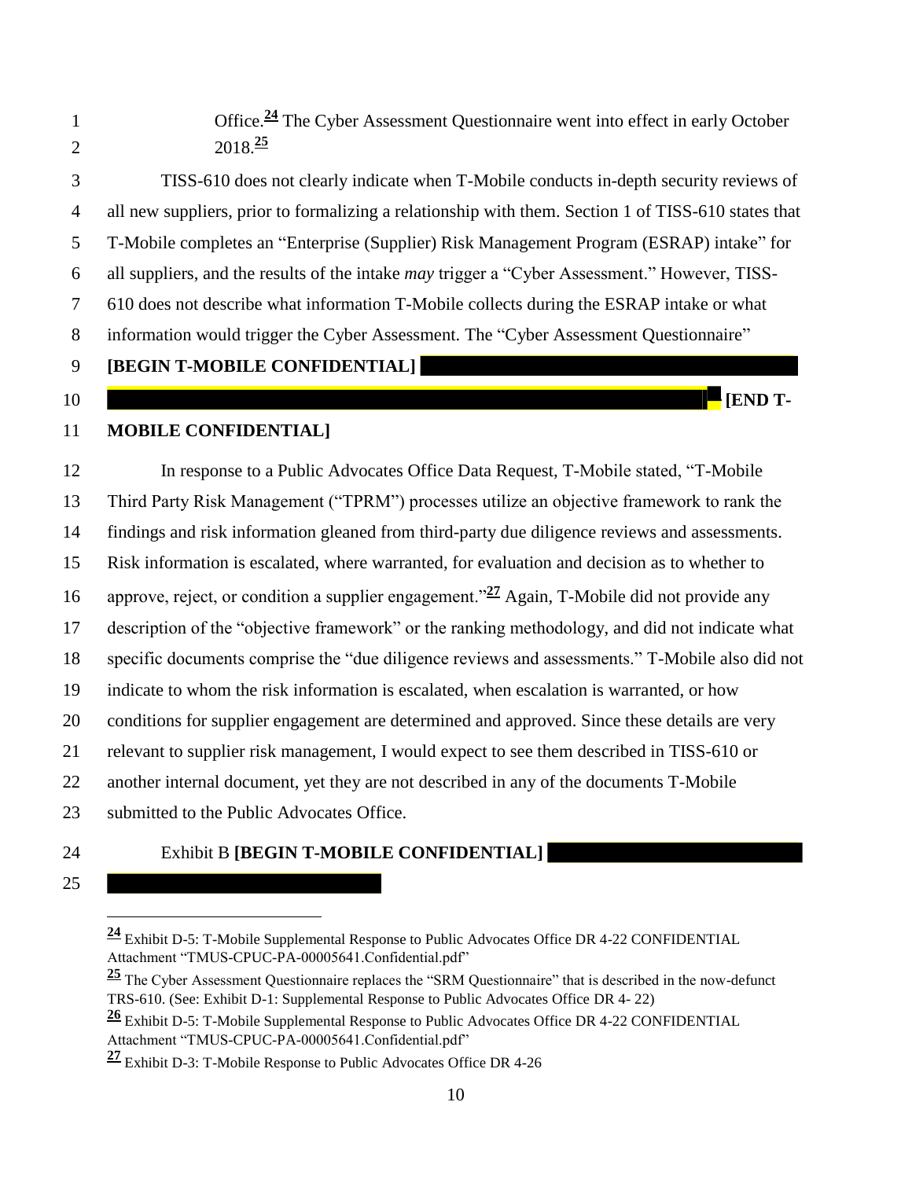Office.[24] The Cyber Assessment Questionnaire went into effect in early October 2018.[25]

TISS-610 does not clearly indicate when T-Mobile conducts in-depth security reviews of all new suppliers, prior to formalizing a relationship with them. Section 1 of TISS-610 states that T-Mobile completes an "Enterprise (Supplier) Risk Management Program (ESRAP) intake" for all suppliers, and the results of the intake *may* trigger a "Cyber Assessment." However, TISS-610 does not describe what information T-Mobile collects during the ESRAP intake or what information would trigger the Cyber Assessment. The "Cyber Assessment Questionnaire" **[BEGIN T-MOBILE CONFIDENTIAL]** **[END T-MOBILE CONFIDENTIAL]**

In response to a Public Advocates Office Data Request, T-Mobile stated, "T-Mobile Third Party Risk Management ("TPRM") processes utilize an objective framework to rank the findings and risk information gleaned from third-party due diligence reviews and assessments. Risk information is escalated, where warranted, for evaluation and decision as to whether to approve, reject, or condition a supplier engagement."[27] Again, T-Mobile did not provide any description of the "objective framework" or the ranking methodology, and did not indicate what specific documents comprise the "due diligence reviews and assessments." T-Mobile also did not indicate to whom the risk information is escalated, when escalation is warranted, or how conditions for supplier engagement are determined and approved. Since these details are very relevant to supplier risk management, I would expect to see them described in TISS-610 or another internal document, yet they are not described in any of the documents T-Mobile submitted to the Public Advocates Office.

Exhibit B **[BEGIN T-MOBILE CONFIDENTIAL]**

---

[24] Exhibit D-5: T-Mobile Supplemental Response to Public Advocates Office DR 4-22 CONFIDENTIAL Attachment "TMUS-CPUC-PA-00005641.Confidential.pdf"

[25] The Cyber Assessment Questionnaire replaces the "SRM Questionnaire" that is described in the now-defunct TRS-610. (See: Exhibit D-1: Supplemental Response to Public Advocates Office DR 4- 22)

[26] Exhibit D-5: T-Mobile Supplemental Response to Public Advocates Office DR 4-22 CONFIDENTIAL Attachment "TMUS-CPUC-PA-00005641.Confidential.pdf"

[27] Exhibit D-3: T-Mobile Response to Public Advocates Office DR 4-26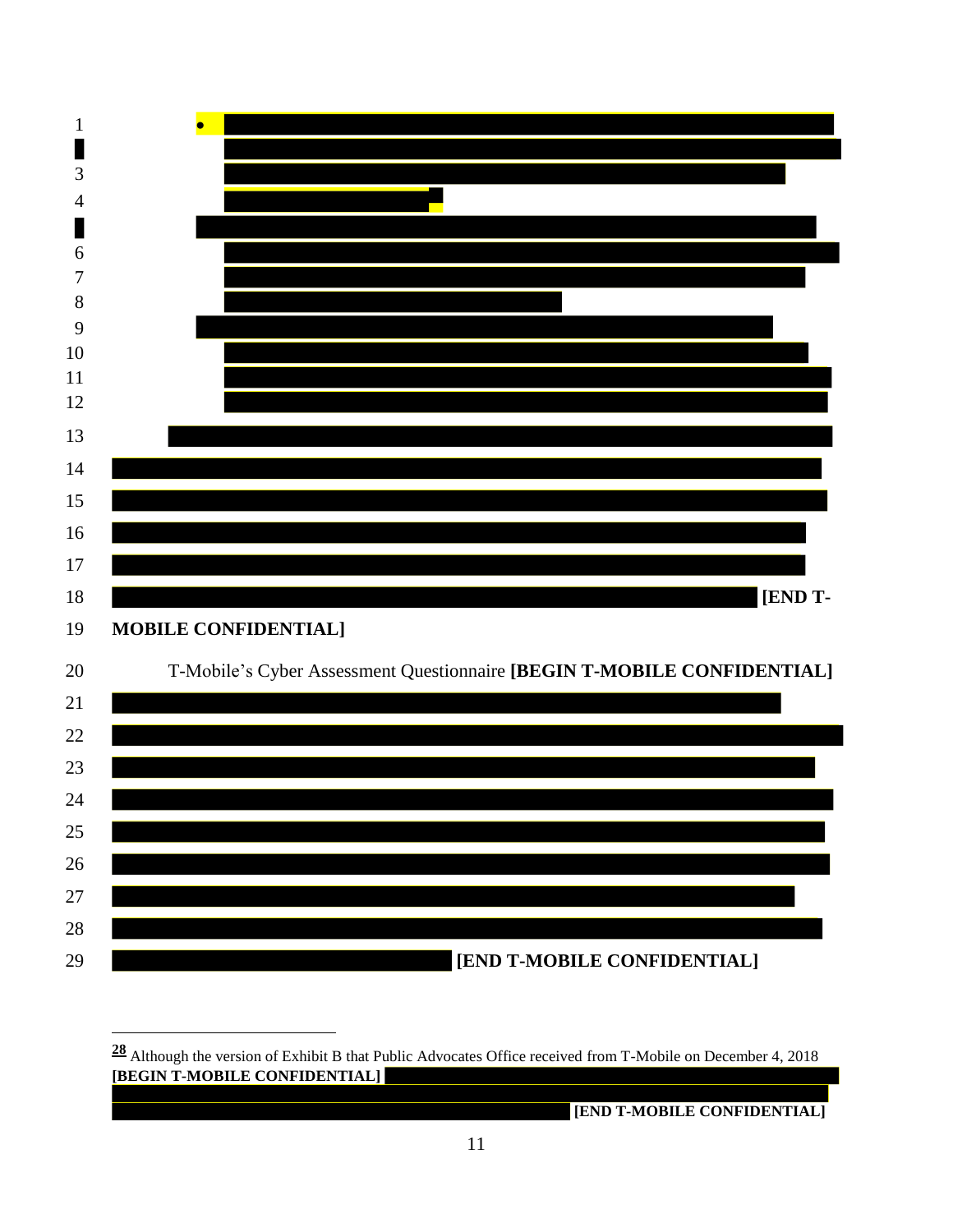•

**[END T-MOBILE CONFIDENTIAL]**

T-Mobile's Cyber Assessment Questionnaire **[BEGIN T-MOBILE CONFIDENTIAL]**

**[END T-MOBILE CONFIDENTIAL]**

---

[28] Although the version of Exhibit B that Public Advocates Office received from T-Mobile on December 4, 2018 **[BEGIN T-MOBILE CONFIDENTIAL]** **[END T-MOBILE CONFIDENTIAL]**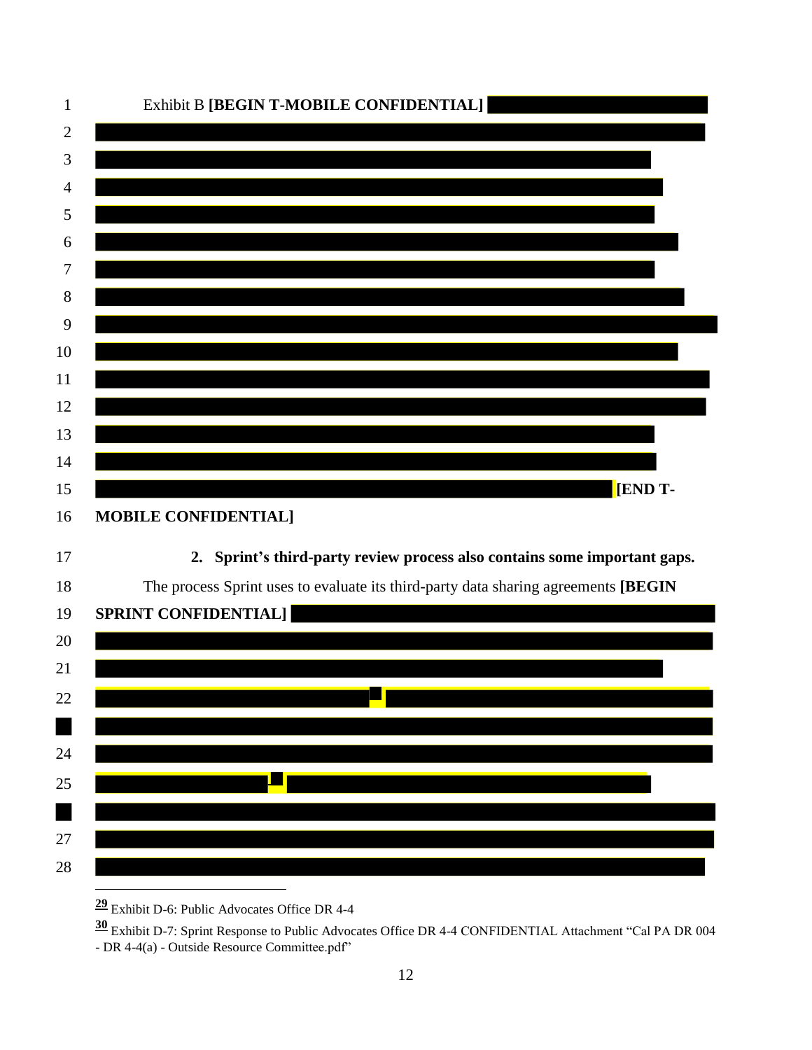Exhibit B **[BEGIN T-MOBILE CONFIDENTIAL]** **[END T-MOBILE CONFIDENTIAL]**

**2. Sprint's third-party review process also contains some important gaps.**

The process Sprint uses to evaluate its third-party data sharing agreements **[BEGIN SPRINT CONFIDENTIAL]**

---

[29] Exhibit D-6: Public Advocates Office DR 4-4

[30] Exhibit D-7: Sprint Response to Public Advocates Office DR 4-4 CONFIDENTIAL Attachment "Cal PA DR 004 - DR 4-4(a) - Outside Resource Committee.pdf"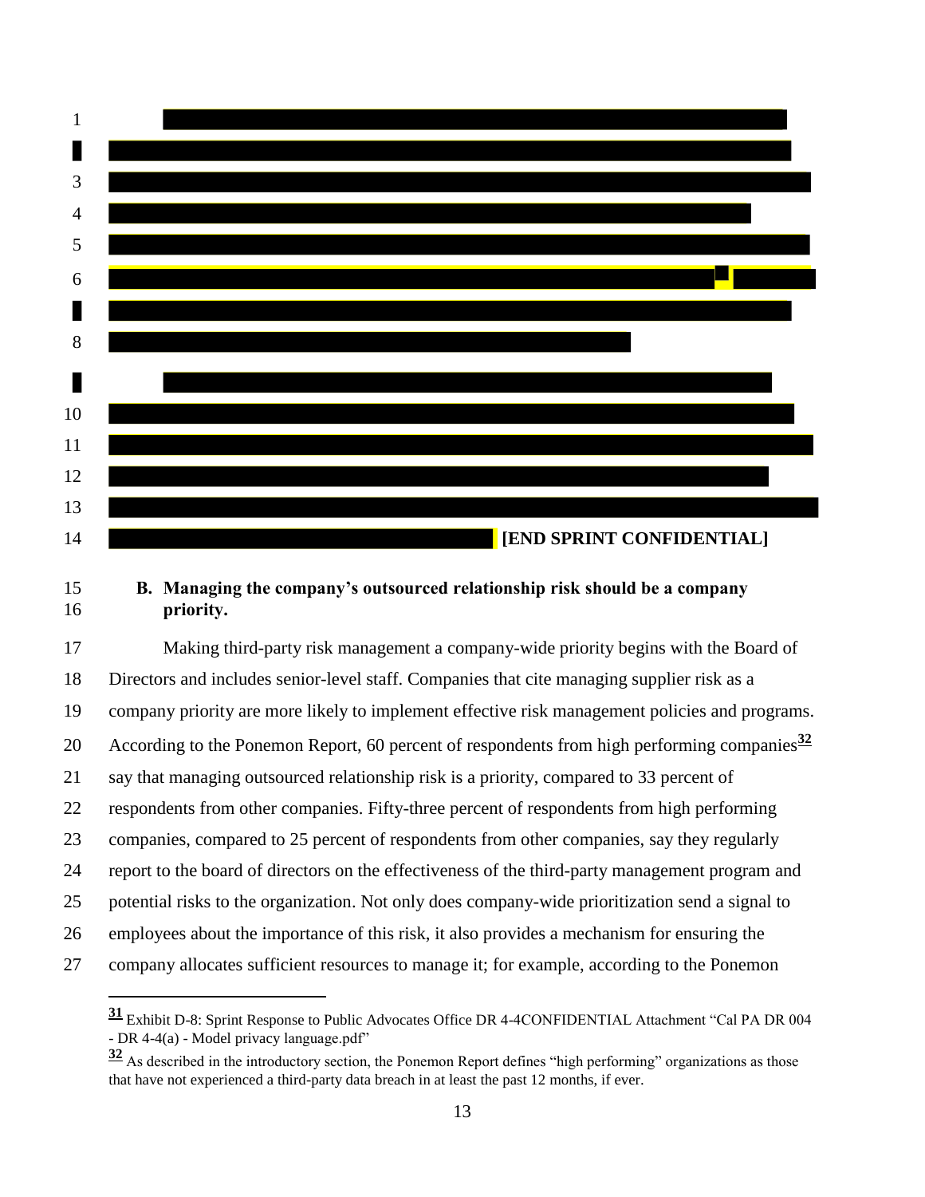**[END SPRINT CONFIDENTIAL]**

### B. Managing the company's outsourced relationship risk should be a company priority.

Making third-party risk management a company-wide priority begins with the Board of Directors and includes senior-level staff. Companies that cite managing supplier risk as a company priority are more likely to implement effective risk management policies and programs. According to the Ponemon Report, 60 percent of respondents from high performing companies[32] say that managing outsourced relationship risk is a priority, compared to 33 percent of respondents from other companies. Fifty-three percent of respondents from high performing companies, compared to 25 percent of respondents from other companies, say they regularly report to the board of directors on the effectiveness of the third-party management program and potential risks to the organization. Not only does company-wide prioritization send a signal to employees about the importance of this risk, it also provides a mechanism for ensuring the company allocates sufficient resources to manage it; for example, according to the Ponemon

---

[31] Exhibit D-8: Sprint Response to Public Advocates Office DR 4-4CONFIDENTIAL Attachment "Cal PA DR 004 - DR 4-4(a) - Model privacy language.pdf"

[32] As described in the introductory section, the Ponemon Report defines "high performing" organizations as those that have not experienced a third-party data breach in at least the past 12 months, if ever.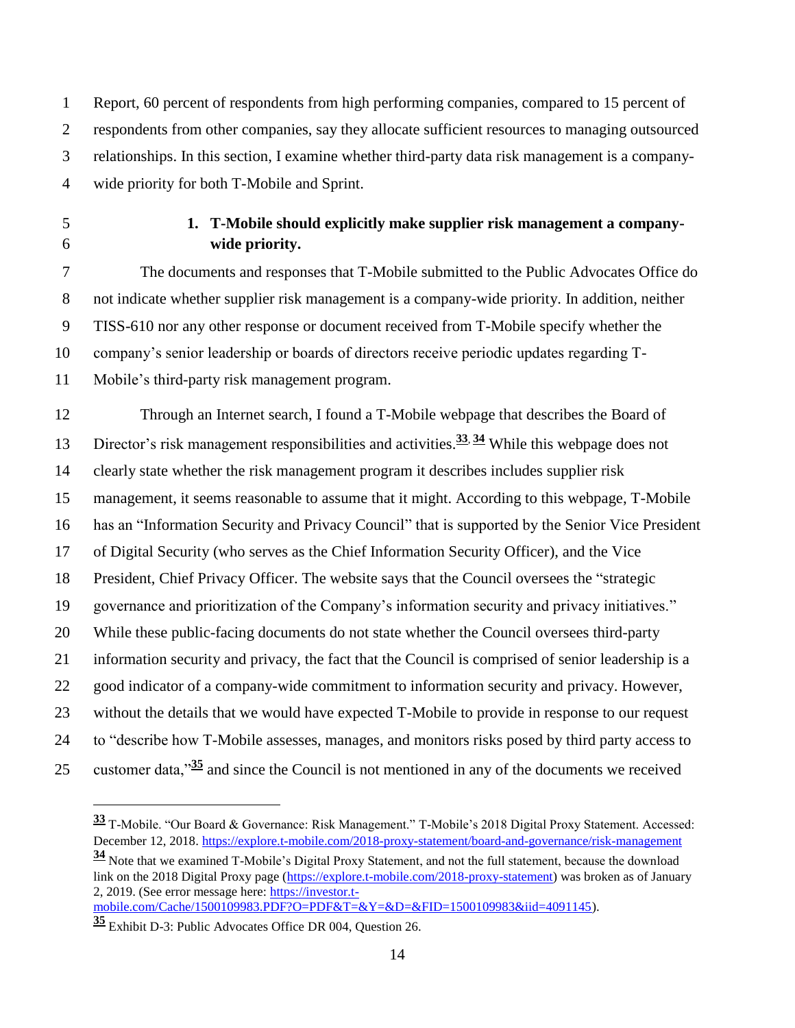Report, 60 percent of respondents from high performing companies, compared to 15 percent of respondents from other companies, say they allocate sufficient resources to managing outsourced relationships. In this section, I examine whether third-party data risk management is a company-wide priority for both T-Mobile and Sprint.

### 1. T-Mobile should explicitly make supplier risk management a company-wide priority.

The documents and responses that T-Mobile submitted to the Public Advocates Office do not indicate whether supplier risk management is a company-wide priority. In addition, neither TISS-610 nor any other response or document received from T-Mobile specify whether the company's senior leadership or boards of directors receive periodic updates regarding T-Mobile's third-party risk management program.

Through an Internet search, I found a T-Mobile webpage that describes the Board of Director's risk management responsibilities and activities.[33, 34] While this webpage does not clearly state whether the risk management program it describes includes supplier risk management, it seems reasonable to assume that it might. According to this webpage, T-Mobile has an "Information Security and Privacy Council" that is supported by the Senior Vice President of Digital Security (who serves as the Chief Information Security Officer), and the Vice President, Chief Privacy Officer. The website says that the Council oversees the "strategic governance and prioritization of the Company's information security and privacy initiatives." While these public-facing documents do not state whether the Council oversees third-party information security and privacy, the fact that the Council is comprised of senior leadership is a good indicator of a company-wide commitment to information security and privacy. However, without the details that we would have expected T-Mobile to provide in response to our request to "describe how T-Mobile assesses, manages, and monitors risks posed by third party access to customer data,"[35] and since the Council is not mentioned in any of the documents we received

---

[33] T-Mobile. "Our Board & Governance: Risk Management." T-Mobile's 2018 Digital Proxy Statement. Accessed: December 12, 2018. https://explore.t-mobile.com/2018-proxy-statement/board-and-governance/risk-management

[34] Note that we examined T-Mobile's Digital Proxy Statement, and not the full statement, because the download link on the 2018 Digital Proxy page (https://explore.t-mobile.com/2018-proxy-statement) was broken as of January 2, 2019. (See error message here: https://investor.t-mobile.com/Cache/1500109983.PDF?O=PDF&T=&Y=&D=&FID=1500109983&iid=4091145).

[35] Exhibit D-3: Public Advocates Office DR 004, Question 26.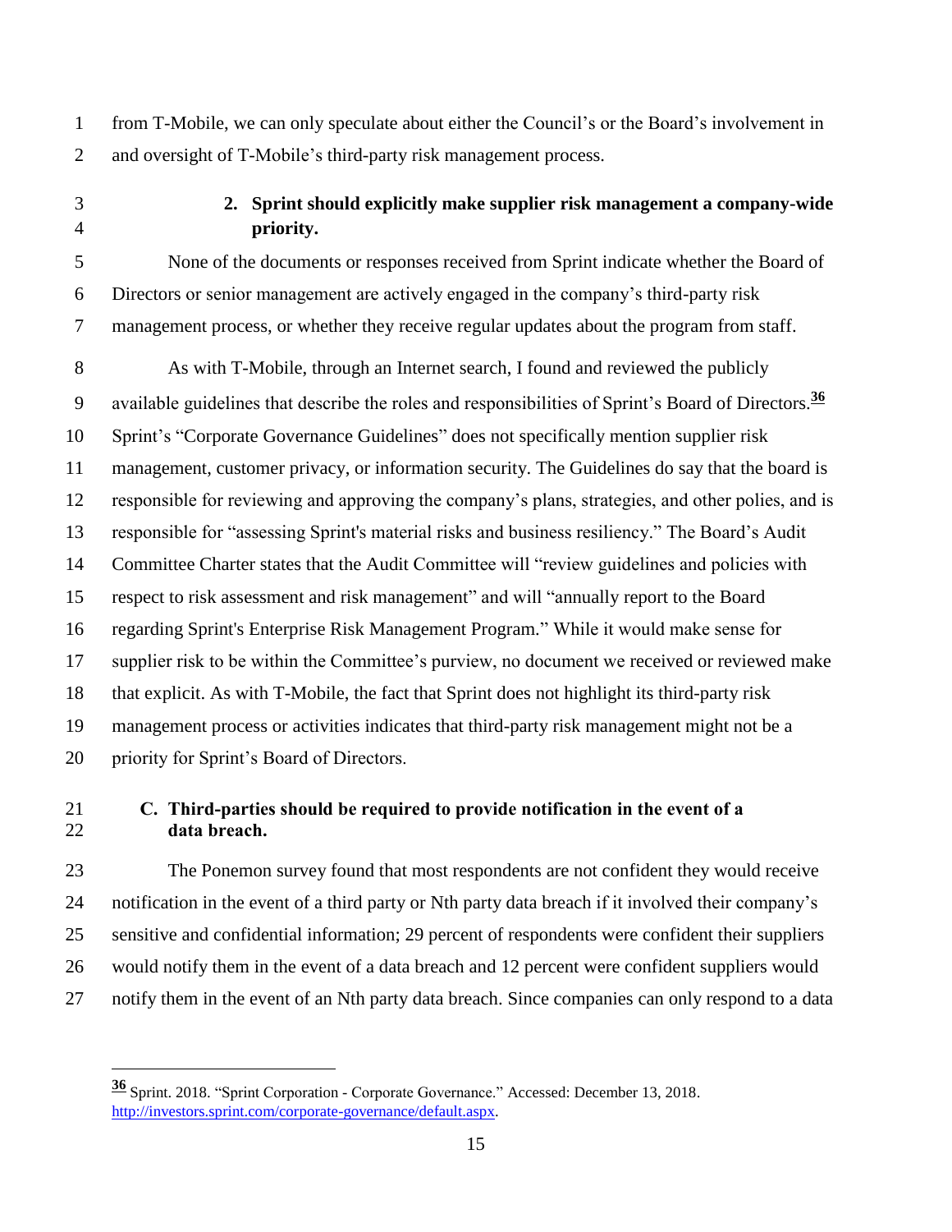from T-Mobile, we can only speculate about either the Council's or the Board's involvement in and oversight of T-Mobile's third-party risk management process.

### 2. Sprint should explicitly make supplier risk management a company-wide priority.

None of the documents or responses received from Sprint indicate whether the Board of Directors or senior management are actively engaged in the company's third-party risk management process, or whether they receive regular updates about the program from staff.

As with T-Mobile, through an Internet search, I found and reviewed the publicly available guidelines that describe the roles and responsibilities of Sprint's Board of Directors.[36] Sprint's "Corporate Governance Guidelines" does not specifically mention supplier risk management, customer privacy, or information security. The Guidelines do say that the board is responsible for reviewing and approving the company's plans, strategies, and other polies, and is responsible for "assessing Sprint's material risks and business resiliency." The Board's Audit Committee Charter states that the Audit Committee will "review guidelines and policies with respect to risk assessment and risk management" and will "annually report to the Board regarding Sprint's Enterprise Risk Management Program." While it would make sense for supplier risk to be within the Committee's purview, no document we received or reviewed make that explicit. As with T-Mobile, the fact that Sprint does not highlight its third-party risk management process or activities indicates that third-party risk management might not be a priority for Sprint's Board of Directors.

## C. Third-parties should be required to provide notification in the event of a data breach.

The Ponemon survey found that most respondents are not confident they would receive notification in the event of a third party or Nth party data breach if it involved their company's sensitive and confidential information; 29 percent of respondents were confident their suppliers would notify them in the event of a data breach and 12 percent were confident suppliers would notify them in the event of an Nth party data breach. Since companies can only respond to a data

---

[36] Sprint. 2018. "Sprint Corporation - Corporate Governance." Accessed: December 13, 2018. http://investors.sprint.com/corporate-governance/default.aspx.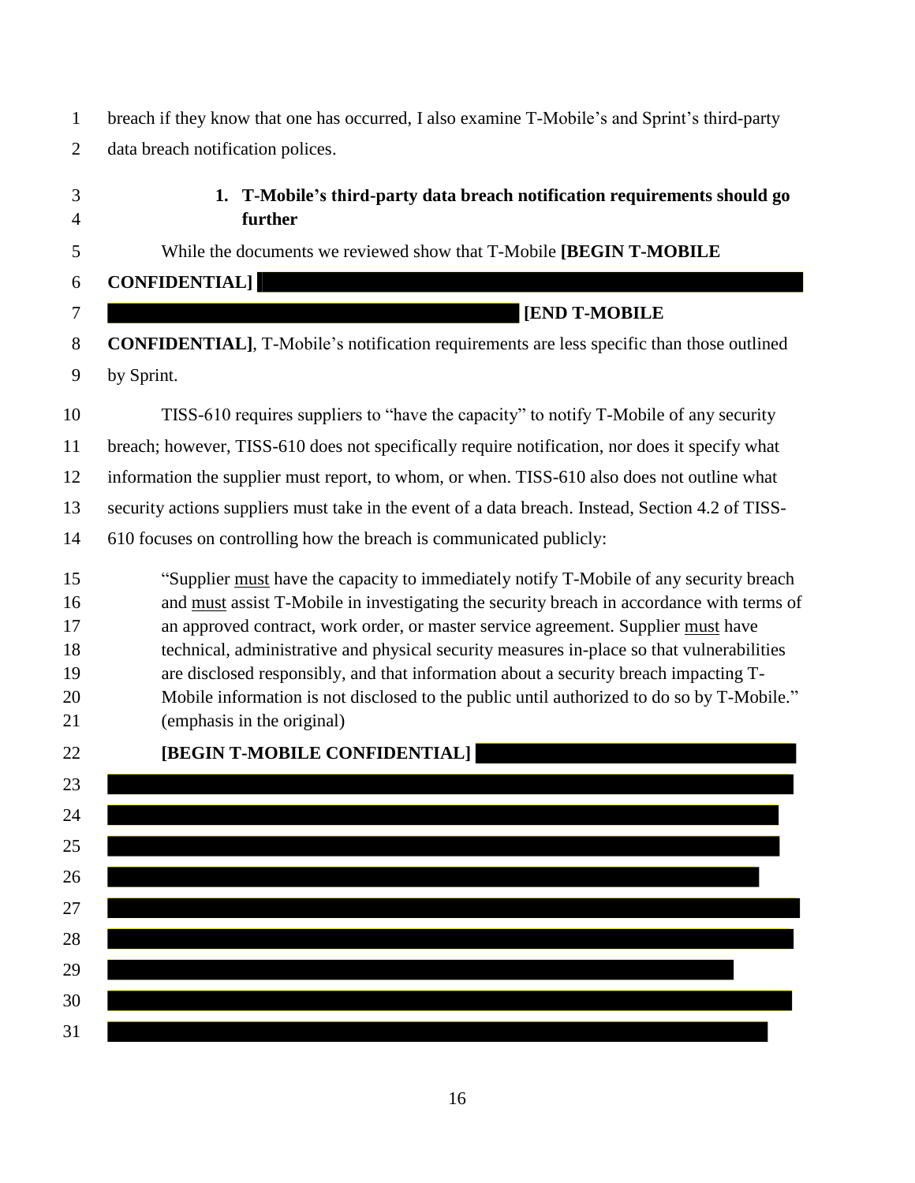breach if they know that one has occurred, I also examine T-Mobile's and Sprint's third-party data breach notification polices.

### 1. T-Mobile's third-party data breach notification requirements should go further

While the documents we reviewed show that T-Mobile **[BEGIN T-MOBILE CONFIDENTIAL]** ████████████████████████████████████████ **[END T-MOBILE CONFIDENTIAL]**, T-Mobile's notification requirements are less specific than those outlined by Sprint.

TISS-610 requires suppliers to "have the capacity" to notify T-Mobile of any security breach; however, TISS-610 does not specifically require notification, nor does it specify what information the supplier must report, to whom, or when. TISS-610 also does not outline what security actions suppliers must take in the event of a data breach. Instead, Section 4.2 of TISS-610 focuses on controlling how the breach is communicated publicly:

> "Supplier <u>must</u> have the capacity to immediately notify T-Mobile of any security breach and <u>must</u> assist T-Mobile in investigating the security breach in accordance with terms of an approved contract, work order, or master service agreement. Supplier <u>must</u> have technical, administrative and physical security measures in-place so that vulnerabilities are disclosed responsibly, and that information about a security breach impacting T-Mobile information is not disclosed to the public until authorized to do so by T-Mobile." (emphasis in the original)

**[BEGIN T-MOBILE CONFIDENTIAL]** ████████████████████████████████████████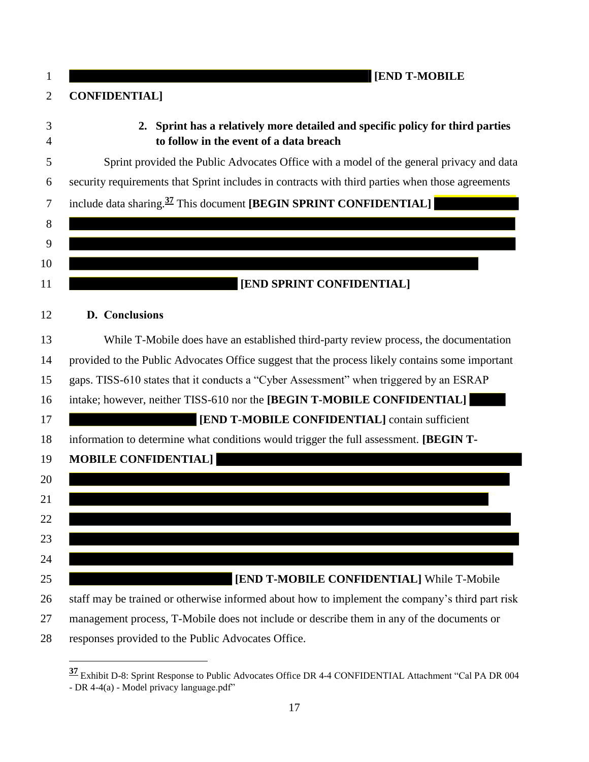**[END T-MOBILE CONFIDENTIAL]**

### 2. Sprint has a relatively more detailed and specific policy for third parties to follow in the event of a data breach

Sprint provided the Public Advocates Office with a model of the general privacy and data security requirements that Sprint includes in contracts with third parties when those agreements include data sharing.[37] This document **[BEGIN SPRINT CONFIDENTIAL]** **[END SPRINT CONFIDENTIAL]**

## D. Conclusions

While T-Mobile does have an established third-party review process, the documentation provided to the Public Advocates Office suggest that the process likely contains some important gaps. TISS-610 states that it conducts a "Cyber Assessment" when triggered by an ESRAP intake; however, neither TISS-610 nor the **[BEGIN T-MOBILE CONFIDENTIAL]** **[END T-MOBILE CONFIDENTIAL]** contain sufficient information to determine what conditions would trigger the full assessment. **[BEGIN T-MOBILE CONFIDENTIAL]** **[END T-MOBILE CONFIDENTIAL]** While T-Mobile staff may be trained or otherwise informed about how to implement the company's third part risk management process, T-Mobile does not include or describe them in any of the documents or responses provided to the Public Advocates Office.

---

[37] Exhibit D-8: Sprint Response to Public Advocates Office DR 4-4 CONFIDENTIAL Attachment "Cal PA DR 004 - DR 4-4(a) - Model privacy language.pdf"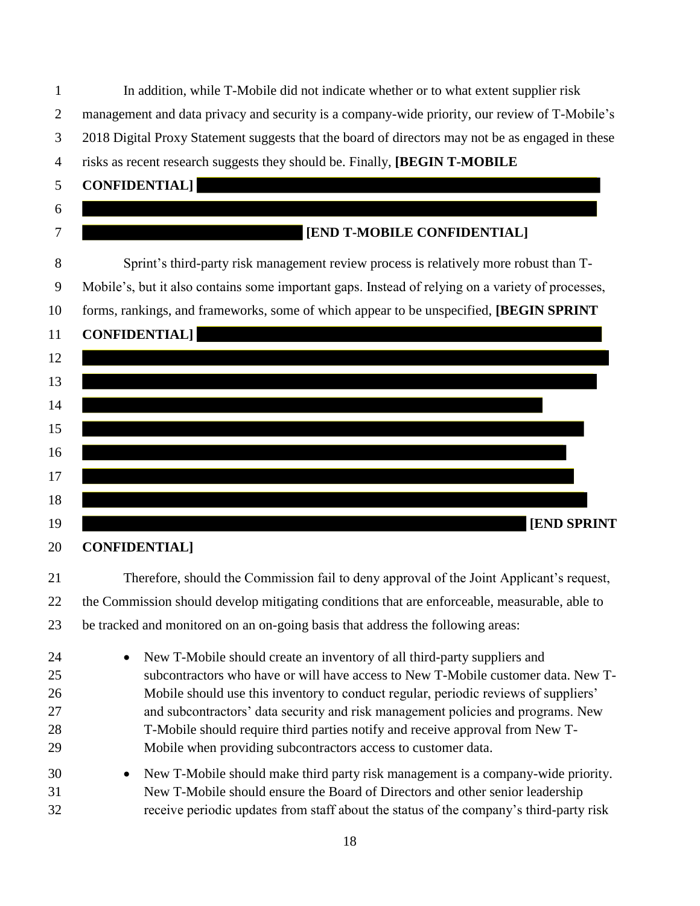In addition, while T-Mobile did not indicate whether or to what extent supplier risk management and data privacy and security is a company-wide priority, our review of T-Mobile's 2018 Digital Proxy Statement suggests that the board of directors may not be as engaged in these risks as recent research suggests they should be. Finally, **[BEGIN T-MOBILE CONFIDENTIAL]** **[END T-MOBILE CONFIDENTIAL]**

Sprint's third-party risk management review process is relatively more robust than T-Mobile's, but it also contains some important gaps. Instead of relying on a variety of processes, forms, rankings, and frameworks, some of which appear to be unspecified, **[BEGIN SPRINT CONFIDENTIAL]** **[END SPRINT CONFIDENTIAL]**

Therefore, should the Commission fail to deny approval of the Joint Applicant's request, the Commission should develop mitigating conditions that are enforceable, measurable, able to be tracked and monitored on an on-going basis that address the following areas:

- New T-Mobile should create an inventory of all third-party suppliers and subcontractors who have or will have access to New T-Mobile customer data. New T-Mobile should use this inventory to conduct regular, periodic reviews of suppliers' and subcontractors' data security and risk management policies and programs. New T-Mobile should require third parties notify and receive approval from New T-Mobile when providing subcontractors access to customer data.
- New T-Mobile should make third party risk management is a company-wide priority. New T-Mobile should ensure the Board of Directors and other senior leadership receive periodic updates from staff about the status of the company's third-party risk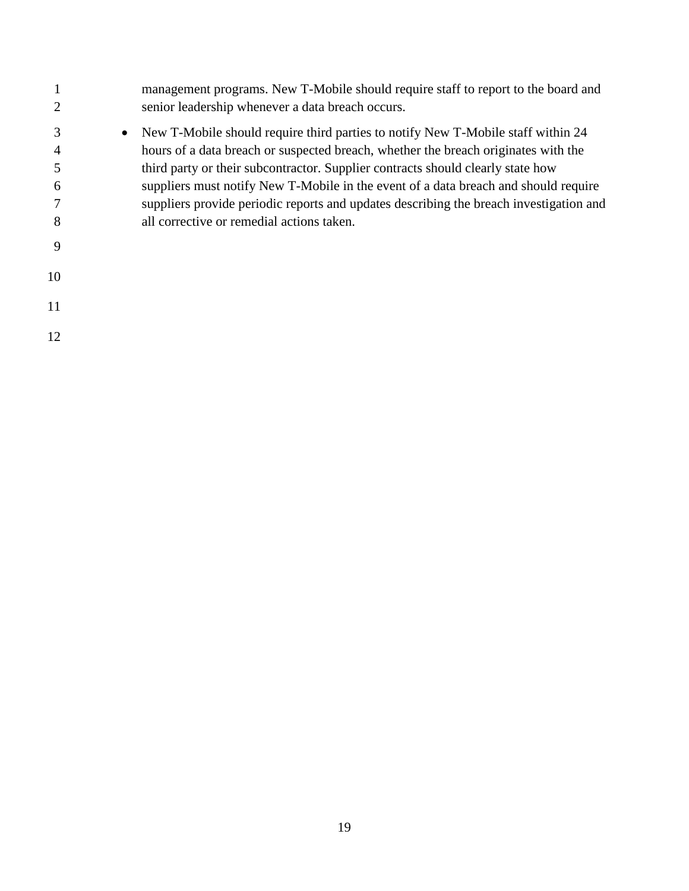management programs. New T-Mobile should require staff to report to the board and senior leadership whenever a data breach occurs.

- New T-Mobile should require third parties to notify New T-Mobile staff within 24 hours of a data breach or suspected breach, whether the breach originates with the third party or their subcontractor. Supplier contracts should clearly state how suppliers must notify New T-Mobile in the event of a data breach and should require suppliers provide periodic reports and updates describing the breach investigation and all corrective or remedial actions taken.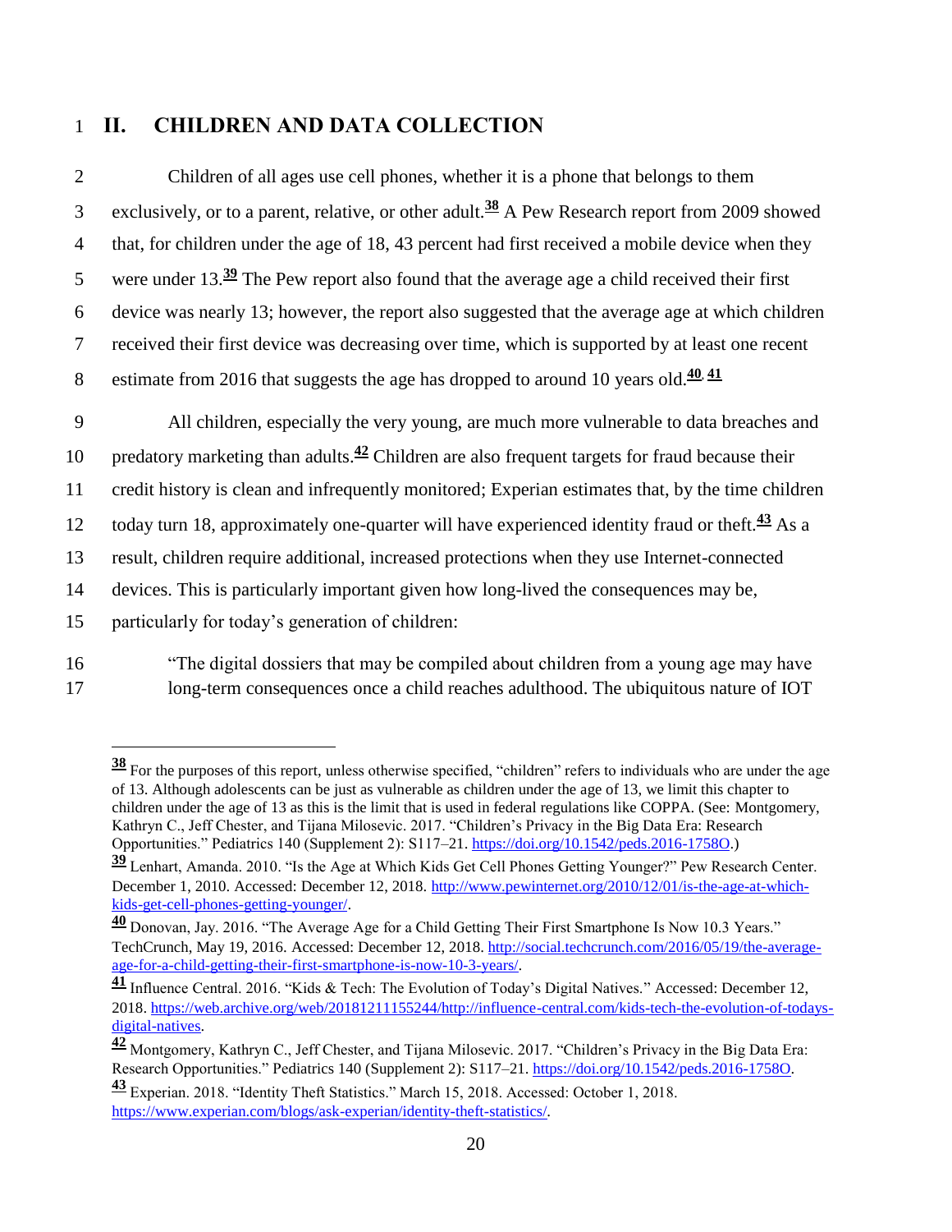## II. CHILDREN AND DATA COLLECTION

Children of all ages use cell phones, whether it is a phone that belongs to them exclusively, or to a parent, relative, or other adult.[38] A Pew Research report from 2009 showed that, for children under the age of 18, 43 percent had first received a mobile device when they were under 13.[39] The Pew report also found that the average age a child received their first device was nearly 13; however, the report also suggested that the average age at which children received their first device was decreasing over time, which is supported by at least one recent estimate from 2016 that suggests the age has dropped to around 10 years old.[40, 41]

All children, especially the very young, are much more vulnerable to data breaches and predatory marketing than adults.[42] Children are also frequent targets for fraud because their credit history is clean and infrequently monitored; Experian estimates that, by the time children today turn 18, approximately one-quarter will have experienced identity fraud or theft.[43] As a result, children require additional, increased protections when they use Internet-connected devices. This is particularly important given how long-lived the consequences may be, particularly for today's generation of children:

> "The digital dossiers that may be compiled about children from a young age may have long-term consequences once a child reaches adulthood. The ubiquitous nature of IOT

---

[38] For the purposes of this report, unless otherwise specified, "children" refers to individuals who are under the age of 13. Although adolescents can be just as vulnerable as children under the age of 13, we limit this chapter to children under the age of 13 as this is the limit that is used in federal regulations like COPPA. (See: Montgomery, Kathryn C., Jeff Chester, and Tijana Milosevic. 2017. "Children's Privacy in the Big Data Era: Research Opportunities." Pediatrics 140 (Supplement 2): S117–21. https://doi.org/10.1542/peds.2016-1758O.)

[39] Lenhart, Amanda. 2010. "Is the Age at Which Kids Get Cell Phones Getting Younger?" Pew Research Center. December 1, 2010. Accessed: December 12, 2018. http://www.pewinternet.org/2010/12/01/is-the-age-at-which-kids-get-cell-phones-getting-younger/.

[40] Donovan, Jay. 2016. "The Average Age for a Child Getting Their First Smartphone Is Now 10.3 Years." TechCrunch, May 19, 2016. Accessed: December 12, 2018. http://social.techcrunch.com/2016/05/19/the-average-age-for-a-child-getting-their-first-smartphone-is-now-10-3-years/.

[41] Influence Central. 2016. "Kids & Tech: The Evolution of Today's Digital Natives." Accessed: December 12, 2018. https://web.archive.org/web/20181211155244/http://influence-central.com/kids-tech-the-evolution-of-todays-digital-natives.

[42] Montgomery, Kathryn C., Jeff Chester, and Tijana Milosevic. 2017. "Children's Privacy in the Big Data Era: Research Opportunities." Pediatrics 140 (Supplement 2): S117–21. https://doi.org/10.1542/peds.2016-1758O.

[43] Experian. 2018. "Identity Theft Statistics." March 15, 2018. Accessed: October 1, 2018. https://www.experian.com/blogs/ask-experian/identity-theft-statistics/.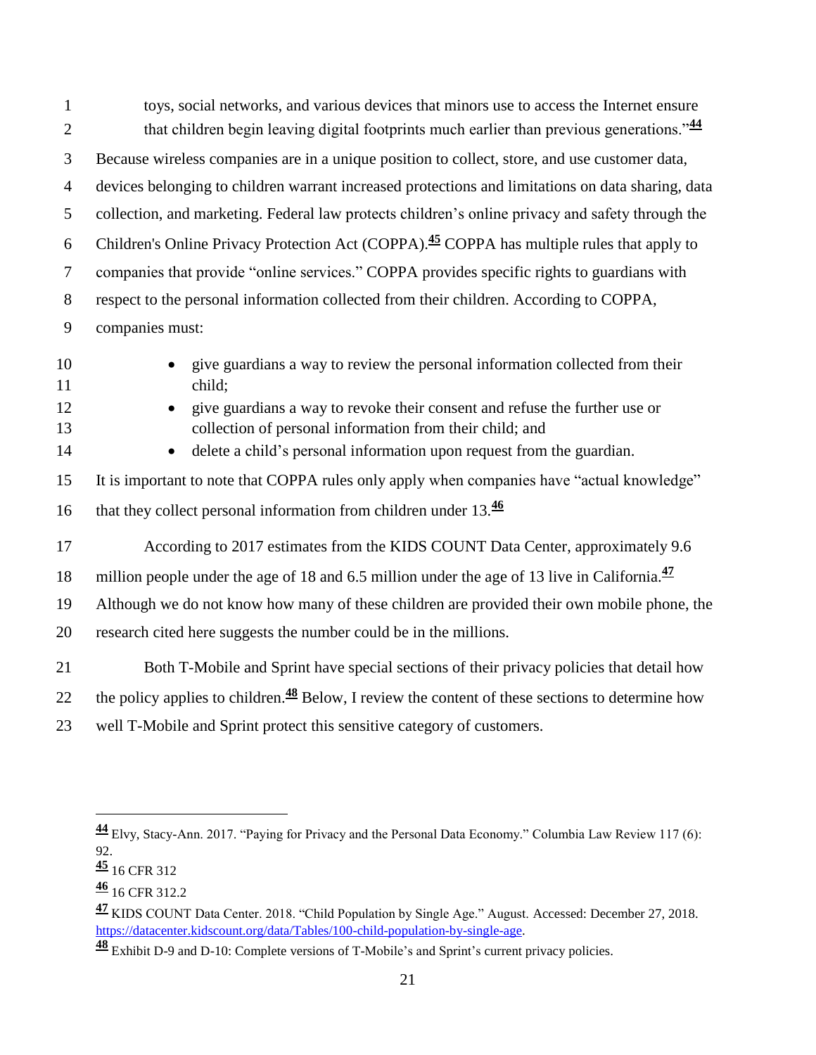> toys, social networks, and various devices that minors use to access the Internet ensure that children begin leaving digital footprints much earlier than previous generations."[44]

Because wireless companies are in a unique position to collect, store, and use customer data, devices belonging to children warrant increased protections and limitations on data sharing, data collection, and marketing. Federal law protects children's online privacy and safety through the Children's Online Privacy Protection Act (COPPA).[45] COPPA has multiple rules that apply to companies that provide "online services." COPPA provides specific rights to guardians with respect to the personal information collected from their children. According to COPPA, companies must:

- give guardians a way to review the personal information collected from their child;
- give guardians a way to revoke their consent and refuse the further use or collection of personal information from their child; and
- delete a child's personal information upon request from the guardian.

It is important to note that COPPA rules only apply when companies have "actual knowledge" that they collect personal information from children under 13.[46]

According to 2017 estimates from the KIDS COUNT Data Center, approximately 9.6 million people under the age of 18 and 6.5 million under the age of 13 live in California.[47] Although we do not know how many of these children are provided their own mobile phone, the research cited here suggests the number could be in the millions.

Both T-Mobile and Sprint have special sections of their privacy policies that detail how the policy applies to children.[48] Below, I review the content of these sections to determine how well T-Mobile and Sprint protect this sensitive category of customers.

---

[44] Elvy, Stacy-Ann. 2017. "Paying for Privacy and the Personal Data Economy." Columbia Law Review 117 (6): 92.

[45] 16 CFR 312

[46] 16 CFR 312.2

[47] KIDS COUNT Data Center. 2018. "Child Population by Single Age." August. Accessed: December 27, 2018. https://datacenter.kidscount.org/data/Tables/100-child-population-by-single-age.

[48] Exhibit D-9 and D-10: Complete versions of T-Mobile's and Sprint's current privacy policies.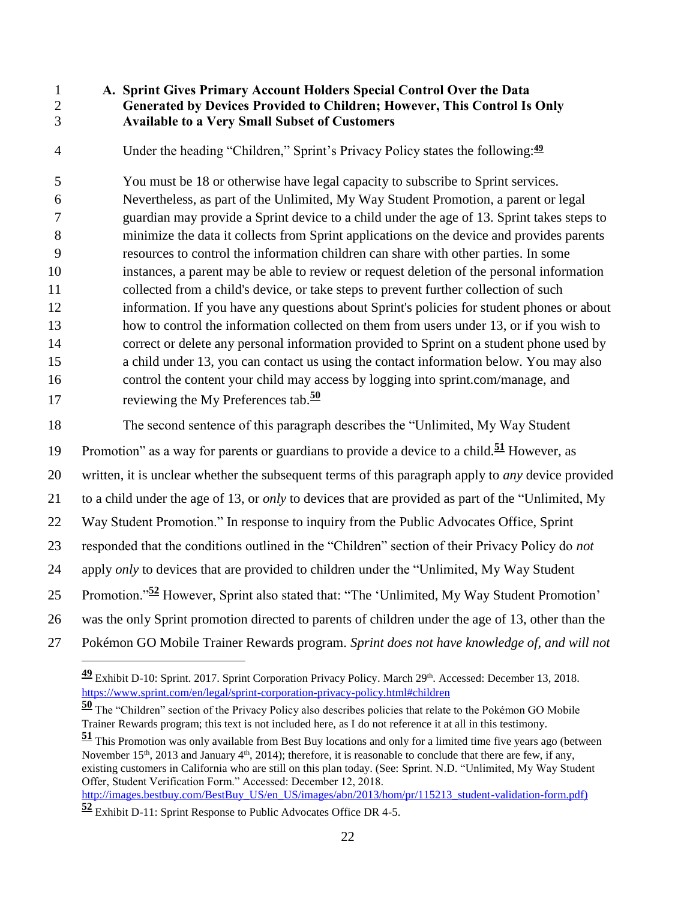### A. Sprint Gives Primary Account Holders Special Control Over the Data Generated by Devices Provided to Children; However, This Control Is Only Available to a Very Small Subset of Customers

Under the heading "Children," Sprint's Privacy Policy states the following:[49]

> You must be 18 or otherwise have legal capacity to subscribe to Sprint services. Nevertheless, as part of the Unlimited, My Way Student Promotion, a parent or legal guardian may provide a Sprint device to a child under the age of 13. Sprint takes steps to minimize the data it collects from Sprint applications on the device and provides parents resources to control the information children can share with other parties. In some instances, a parent may be able to review or request deletion of the personal information collected from a child's device, or take steps to prevent further collection of such information. If you have any questions about Sprint's policies for student phones or about how to control the information collected on them from users under 13, or if you wish to correct or delete any personal information provided to Sprint on a student phone used by a child under 13, you can contact us using the contact information below. You may also control the content your child may access by logging into sprint.com/manage, and reviewing the My Preferences tab.[50]

The second sentence of this paragraph describes the "Unlimited, My Way Student Promotion" as a way for parents or guardians to provide a device to a child.[51] However, as written, it is unclear whether the subsequent terms of this paragraph apply to *any* device provided to a child under the age of 13, or *only* to devices that are provided as part of the "Unlimited, My Way Student Promotion." In response to inquiry from the Public Advocates Office, Sprint responded that the conditions outlined in the "Children" section of their Privacy Policy do *not* apply *only* to devices that are provided to children under the "Unlimited, My Way Student Promotion."[52] However, Sprint also stated that: "The 'Unlimited, My Way Student Promotion' was the only Sprint promotion directed to parents of children under the age of 13, other than the Pokémon GO Mobile Trainer Rewards program. *Sprint does not have knowledge of, and will not*

---

[49] Exhibit D-10: Sprint. 2017. Sprint Corporation Privacy Policy. March 29th. Accessed: December 13, 2018. https://www.sprint.com/en/legal/sprint-corporation-privacy-policy.html#children

[50] The "Children" section of the Privacy Policy also describes policies that relate to the Pokémon GO Mobile Trainer Rewards program; this text is not included here, as I do not reference it at all in this testimony.

[51] This Promotion was only available from Best Buy locations and only for a limited time five years ago (between November 15th, 2013 and January 4th, 2014); therefore, it is reasonable to conclude that there are few, if any, existing customers in California who are still on this plan today. (See: Sprint. N.D. "Unlimited, My Way Student Offer, Student Verification Form." Accessed: December 12, 2018. http://images.bestbuy.com/BestBuy_US/en_US/images/abn/2013/hom/pr/115213_student-validation-form.pdf)

[52] Exhibit D-11: Sprint Response to Public Advocates Office DR 4-5.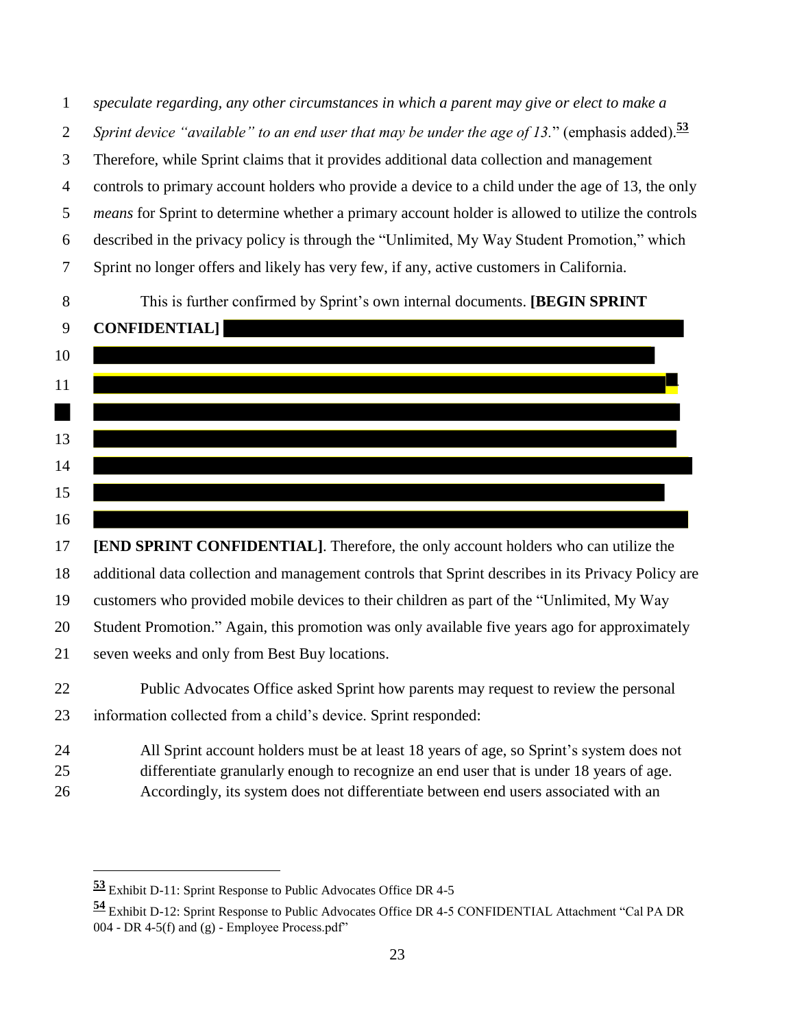*speculate regarding, any other circumstances in which a parent may give or elect to make a Sprint device "available" to an end user that may be under the age of 13.*" (emphasis added).[53] Therefore, while Sprint claims that it provides additional data collection and management controls to primary account holders who provide a device to a child under the age of 13, the only *means* for Sprint to determine whether a primary account holder is allowed to utilize the controls described in the privacy policy is through the "Unlimited, My Way Student Promotion," which Sprint no longer offers and likely has very few, if any, active customers in California.

This is further confirmed by Sprint's own internal documents. **[BEGIN SPRINT CONFIDENTIAL]**

**[END SPRINT CONFIDENTIAL]**. Therefore, the only account holders who can utilize the additional data collection and management controls that Sprint describes in its Privacy Policy are customers who provided mobile devices to their children as part of the "Unlimited, My Way Student Promotion." Again, this promotion was only available five years ago for approximately seven weeks and only from Best Buy locations.

Public Advocates Office asked Sprint how parents may request to review the personal information collected from a child's device. Sprint responded:

> All Sprint account holders must be at least 18 years of age, so Sprint's system does not differentiate granularly enough to recognize an end user that is under 18 years of age. Accordingly, its system does not differentiate between end users associated with an

---

[53] Exhibit D-11: Sprint Response to Public Advocates Office DR 4-5

[54] Exhibit D-12: Sprint Response to Public Advocates Office DR 4-5 CONFIDENTIAL Attachment "Cal PA DR 004 - DR 4-5(f) and (g) - Employee Process.pdf"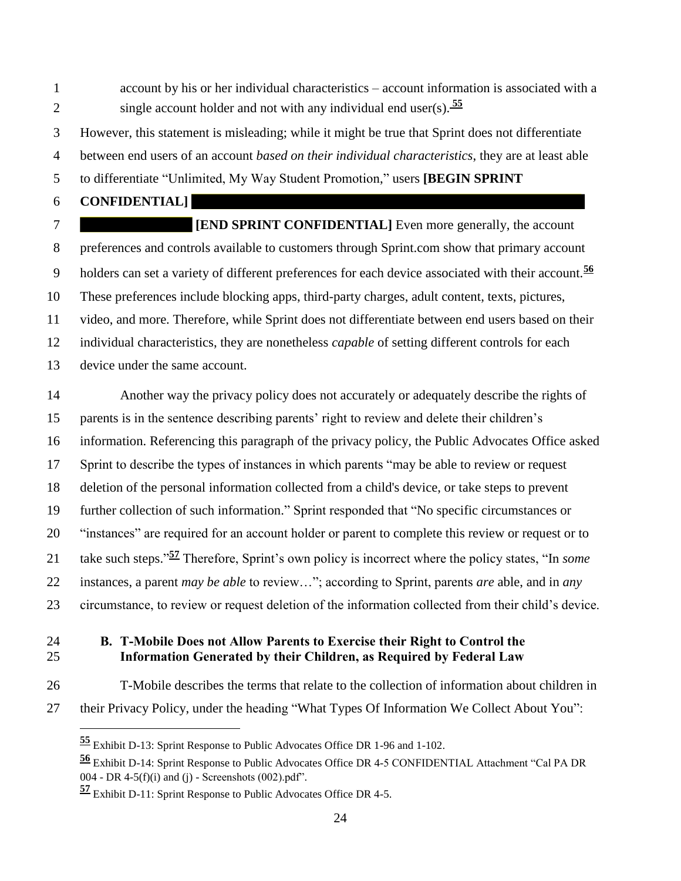account by his or her individual characteristics – account information is associated with a single account holder and not with any individual end user(s).[55]

However, this statement is misleading; while it might be true that Sprint does not differentiate between end users of an account *based on their individual characteristics*, they are at least able to differentiate "Unlimited, My Way Student Promotion," users **[BEGIN SPRINT CONFIDENTIAL]** **[END SPRINT CONFIDENTIAL]** Even more generally, the account preferences and controls available to customers through Sprint.com show that primary account holders can set a variety of different preferences for each device associated with their account.[56] These preferences include blocking apps, third-party charges, adult content, texts, pictures, video, and more. Therefore, while Sprint does not differentiate between end users based on their individual characteristics, they are nonetheless *capable* of setting different controls for each device under the same account.

Another way the privacy policy does not accurately or adequately describe the rights of parents is in the sentence describing parents' right to review and delete their children's information. Referencing this paragraph of the privacy policy, the Public Advocates Office asked Sprint to describe the types of instances in which parents "may be able to review or request deletion of the personal information collected from a child's device, or take steps to prevent further collection of such information." Sprint responded that "No specific circumstances or "instances" are required for an account holder or parent to complete this review or request or to take such steps."[57] Therefore, Sprint's own policy is incorrect where the policy states, "In *some* instances, a parent *may be able* to review…"; according to Sprint, parents *are* able, and in *any* circumstance, to review or request deletion of the information collected from their child's device.

### B. T-Mobile Does not Allow Parents to Exercise their Right to Control the Information Generated by their Children, as Required by Federal Law

T-Mobile describes the terms that relate to the collection of information about children in their Privacy Policy, under the heading "What Types Of Information We Collect About You":

---

[55] Exhibit D-13: Sprint Response to Public Advocates Office DR 1-96 and 1-102.

[56] Exhibit D-14: Sprint Response to Public Advocates Office DR 4-5 CONFIDENTIAL Attachment "Cal PA DR 004 - DR 4-5(f)(i) and (j) - Screenshots (002).pdf".

[57] Exhibit D-11: Sprint Response to Public Advocates Office DR 4-5.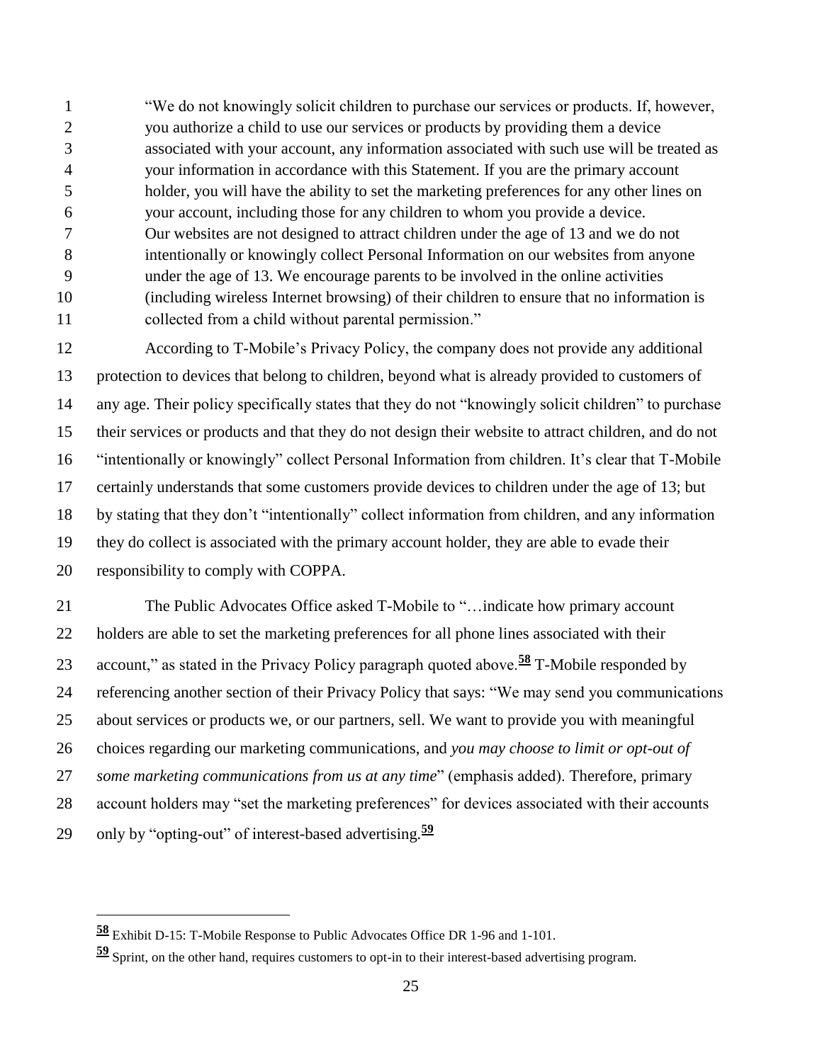> "We do not knowingly solicit children to purchase our services or products. If, however, you authorize a child to use our services or products by providing them a device associated with your account, any information associated with such use will be treated as your information in accordance with this Statement. If you are the primary account holder, you will have the ability to set the marketing preferences for any other lines on your account, including those for any children to whom you provide a device. Our websites are not designed to attract children under the age of 13 and we do not intentionally or knowingly collect Personal Information on our websites from anyone under the age of 13. We encourage parents to be involved in the online activities (including wireless Internet browsing) of their children to ensure that no information is collected from a child without parental permission."

According to T-Mobile's Privacy Policy, the company does not provide any additional protection to devices that belong to children, beyond what is already provided to customers of any age. Their policy specifically states that they do not "knowingly solicit children" to purchase their services or products and that they do not design their website to attract children, and do not "intentionally or knowingly" collect Personal Information from children. It's clear that T-Mobile certainly understands that some customers provide devices to children under the age of 13; but by stating that they don't "intentionally" collect information from children, and any information they do collect is associated with the primary account holder, they are able to evade their responsibility to comply with COPPA.

The Public Advocates Office asked T-Mobile to "…indicate how primary account holders are able to set the marketing preferences for all phone lines associated with their account," as stated in the Privacy Policy paragraph quoted above.[58] T-Mobile responded by referencing another section of their Privacy Policy that says: "We may send you communications about services or products we, or our partners, sell. We want to provide you with meaningful choices regarding our marketing communications, and *you may choose to limit or opt-out of some marketing communications from us at any time*" (emphasis added). Therefore, primary account holders may "set the marketing preferences" for devices associated with their accounts only by "opting-out" of interest-based advertising.[59]

---

[58] Exhibit D-15: T-Mobile Response to Public Advocates Office DR 1-96 and 1-101.

[59] Sprint, on the other hand, requires customers to opt-in to their interest-based advertising program.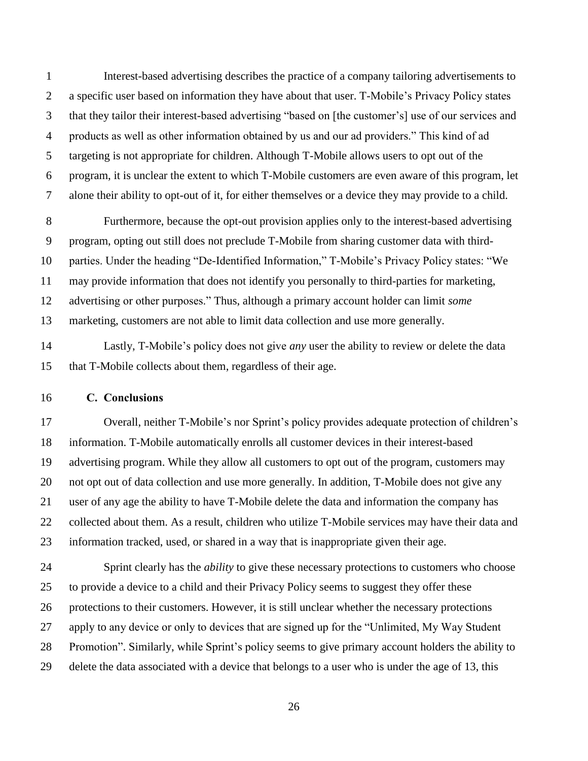Interest-based advertising describes the practice of a company tailoring advertisements to a specific user based on information they have about that user. T-Mobile's Privacy Policy states that they tailor their interest-based advertising "based on [the customer's] use of our services and products as well as other information obtained by us and our ad providers." This kind of ad targeting is not appropriate for children. Although T-Mobile allows users to opt out of the program, it is unclear the extent to which T-Mobile customers are even aware of this program, let alone their ability to opt-out of it, for either themselves or a device they may provide to a child.

Furthermore, because the opt-out provision applies only to the interest-based advertising program, opting out still does not preclude T-Mobile from sharing customer data with third-parties. Under the heading "De-Identified Information," T-Mobile's Privacy Policy states: "We may provide information that does not identify you personally to third-parties for marketing, advertising or other purposes." Thus, although a primary account holder can limit *some* marketing, customers are not able to limit data collection and use more generally.

Lastly, T-Mobile's policy does not give *any* user the ability to review or delete the data that T-Mobile collects about them, regardless of their age.

### C. Conclusions

Overall, neither T-Mobile's nor Sprint's policy provides adequate protection of children's information. T-Mobile automatically enrolls all customer devices in their interest-based advertising program. While they allow all customers to opt out of the program, customers may not opt out of data collection and use more generally. In addition, T-Mobile does not give any user of any age the ability to have T-Mobile delete the data and information the company has collected about them. As a result, children who utilize T-Mobile services may have their data and information tracked, used, or shared in a way that is inappropriate given their age.

Sprint clearly has the *ability* to give these necessary protections to customers who choose to provide a device to a child and their Privacy Policy seems to suggest they offer these protections to their customers. However, it is still unclear whether the necessary protections apply to any device or only to devices that are signed up for the "Unlimited, My Way Student Promotion". Similarly, while Sprint's policy seems to give primary account holders the ability to delete the data associated with a device that belongs to a user who is under the age of 13, this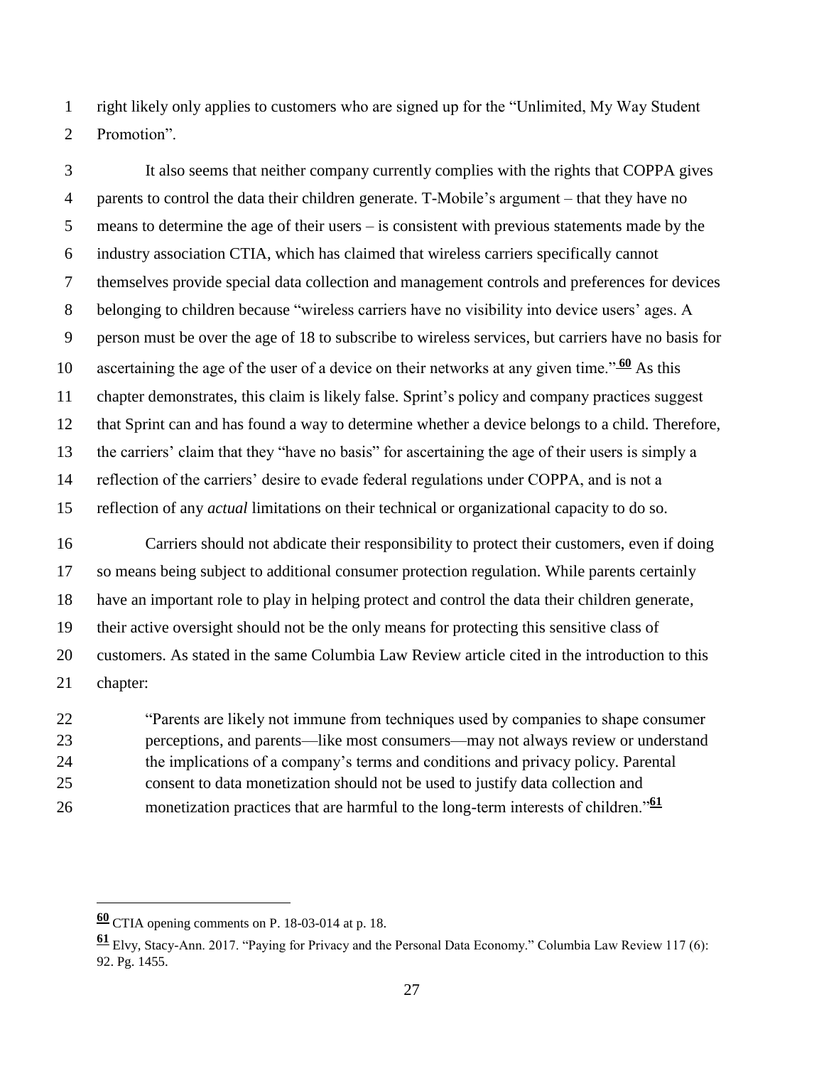right likely only applies to customers who are signed up for the "Unlimited, My Way Student Promotion".

It also seems that neither company currently complies with the rights that COPPA gives parents to control the data their children generate. T-Mobile's argument – that they have no means to determine the age of their users – is consistent with previous statements made by the industry association CTIA, which has claimed that wireless carriers specifically cannot themselves provide special data collection and management controls and preferences for devices belonging to children because "wireless carriers have no visibility into device users' ages. A person must be over the age of 18 to subscribe to wireless services, but carriers have no basis for ascertaining the age of the user of a device on their networks at any given time."[60] As this chapter demonstrates, this claim is likely false. Sprint's policy and company practices suggest that Sprint can and has found a way to determine whether a device belongs to a child. Therefore, the carriers' claim that they "have no basis" for ascertaining the age of their users is simply a reflection of the carriers' desire to evade federal regulations under COPPA, and is not a reflection of any *actual* limitations on their technical or organizational capacity to do so.

Carriers should not abdicate their responsibility to protect their customers, even if doing so means being subject to additional consumer protection regulation. While parents certainly have an important role to play in helping protect and control the data their children generate, their active oversight should not be the only means for protecting this sensitive class of customers. As stated in the same Columbia Law Review article cited in the introduction to this chapter:

> "Parents are likely not immune from techniques used by companies to shape consumer perceptions, and parents—like most consumers—may not always review or understand the implications of a company's terms and conditions and privacy policy. Parental consent to data monetization should not be used to justify data collection and monetization practices that are harmful to the long-term interests of children."[61]

---

[60] CTIA opening comments on P. 18-03-014 at p. 18.

[61] Elvy, Stacy-Ann. 2017. "Paying for Privacy and the Personal Data Economy." Columbia Law Review 117 (6): 92. Pg. 1455.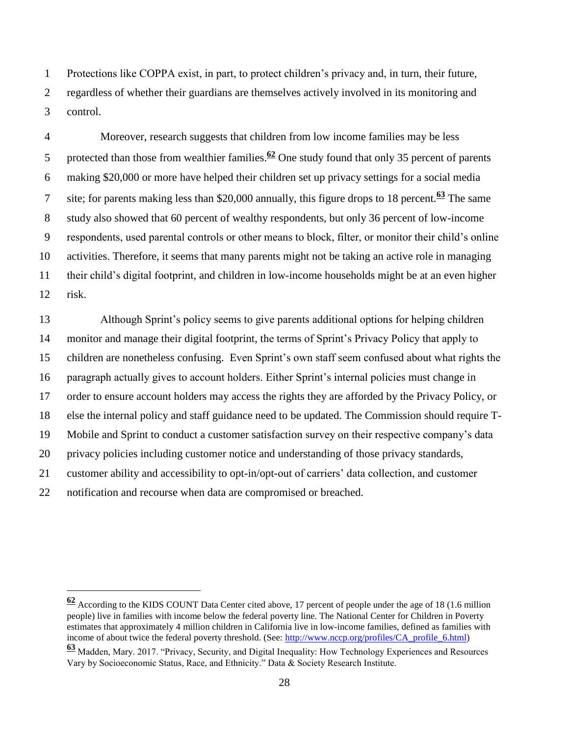Protections like COPPA exist, in part, to protect children's privacy and, in turn, their future, regardless of whether their guardians are themselves actively involved in its monitoring and control.

Moreover, research suggests that children from low income families may be less protected than those from wealthier families.[62] One study found that only 35 percent of parents making $20,000 or more have helped their children set up privacy settings for a social media site; for parents making less than $20,000 annually, this figure drops to 18 percent.[63] The same study also showed that 60 percent of wealthy respondents, but only 36 percent of low-income respondents, used parental controls or other means to block, filter, or monitor their child's online activities. Therefore, it seems that many parents might not be taking an active role in managing their child's digital footprint, and children in low-income households might be at an even higher risk.

Although Sprint's policy seems to give parents additional options for helping children monitor and manage their digital footprint, the terms of Sprint's Privacy Policy that apply to children are nonetheless confusing. Even Sprint's own staff seem confused about what rights the paragraph actually gives to account holders. Either Sprint's internal policies must change in order to ensure account holders may access the rights they are afforded by the Privacy Policy, or else the internal policy and staff guidance need to be updated. The Commission should require T-Mobile and Sprint to conduct a customer satisfaction survey on their respective company's data privacy policies including customer notice and understanding of those privacy standards, customer ability and accessibility to opt-in/opt-out of carriers' data collection, and customer notification and recourse when data are compromised or breached.

---

[62] According to the KIDS COUNT Data Center cited above, 17 percent of people under the age of 18 (1.6 million people) live in families with income below the federal poverty line. The National Center for Children in Poverty estimates that approximately 4 million children in California live in low-income families, defined as families with income of about twice the federal poverty threshold. (See: http://www.nccp.org/profiles/CA_profile_6.html)

[63] Madden, Mary. 2017. "Privacy, Security, and Digital Inequality: How Technology Experiences and Resources Vary by Socioeconomic Status, Race, and Ethnicity." Data & Society Research Institute.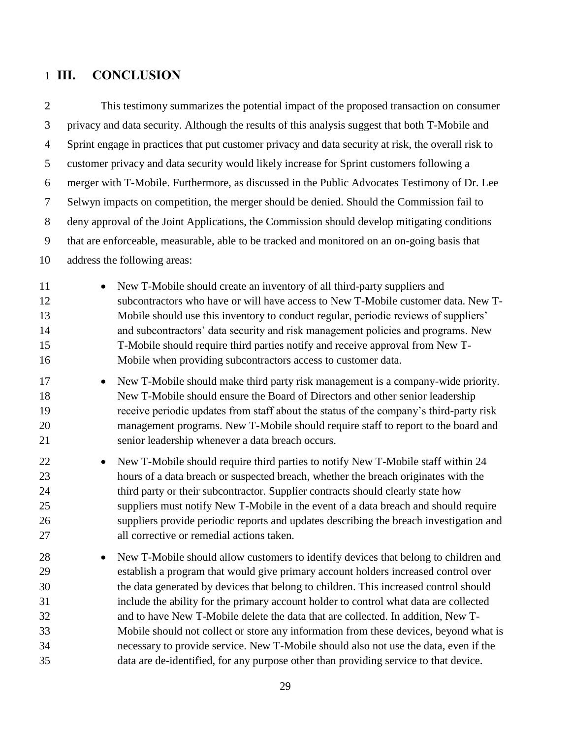## III. CONCLUSION

This testimony summarizes the potential impact of the proposed transaction on consumer privacy and data security. Although the results of this analysis suggest that both T-Mobile and Sprint engage in practices that put customer privacy and data security at risk, the overall risk to customer privacy and data security would likely increase for Sprint customers following a merger with T-Mobile. Furthermore, as discussed in the Public Advocates Testimony of Dr. Lee Selwyn impacts on competition, the merger should be denied. Should the Commission fail to deny approval of the Joint Applications, the Commission should develop mitigating conditions that are enforceable, measurable, able to be tracked and monitored on an on-going basis that address the following areas:

- New T-Mobile should create an inventory of all third-party suppliers and subcontractors who have or will have access to New T-Mobile customer data. New T-Mobile should use this inventory to conduct regular, periodic reviews of suppliers' and subcontractors' data security and risk management policies and programs. New T-Mobile should require third parties notify and receive approval from New T-Mobile when providing subcontractors access to customer data.
- New T-Mobile should make third party risk management is a company-wide priority. New T-Mobile should ensure the Board of Directors and other senior leadership receive periodic updates from staff about the status of the company's third-party risk management programs. New T-Mobile should require staff to report to the board and senior leadership whenever a data breach occurs.
- New T-Mobile should require third parties to notify New T-Mobile staff within 24 hours of a data breach or suspected breach, whether the breach originates with the third party or their subcontractor. Supplier contracts should clearly state how suppliers must notify New T-Mobile in the event of a data breach and should require suppliers provide periodic reports and updates describing the breach investigation and all corrective or remedial actions taken.
- New T-Mobile should allow customers to identify devices that belong to children and establish a program that would give primary account holders increased control over the data generated by devices that belong to children. This increased control should include the ability for the primary account holder to control what data are collected and to have New T-Mobile delete the data that are collected. In addition, New T-Mobile should not collect or store any information from these devices, beyond what is necessary to provide service. New T-Mobile should also not use the data, even if the data are de-identified, for any purpose other than providing service to that device.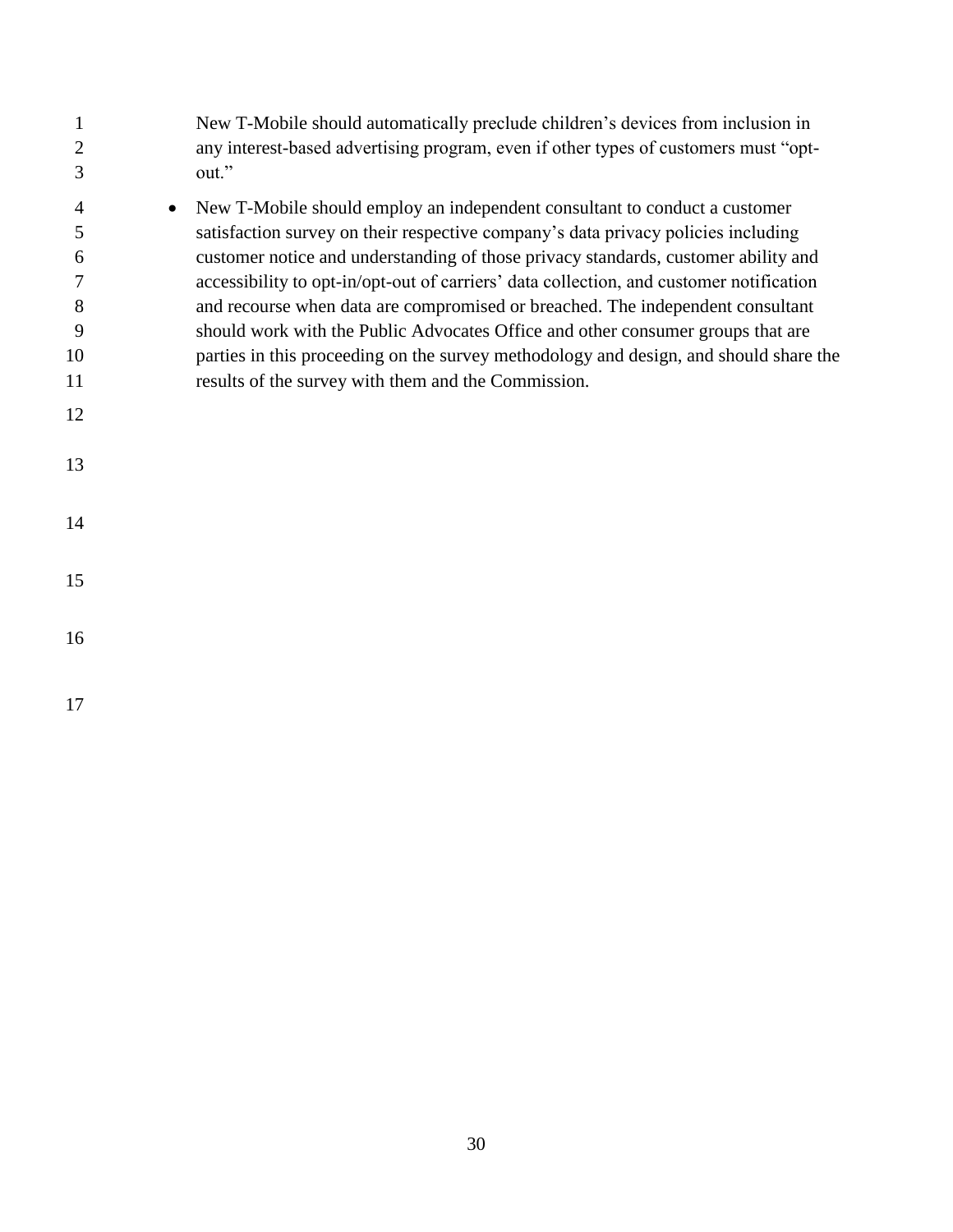New T-Mobile should automatically preclude children's devices from inclusion in any interest-based advertising program, even if other types of customers must "opt-out."

- New T-Mobile should employ an independent consultant to conduct a customer satisfaction survey on their respective company's data privacy policies including customer notice and understanding of those privacy standards, customer ability and accessibility to opt-in/opt-out of carriers' data collection, and customer notification and recourse when data are compromised or breached. The independent consultant should work with the Public Advocates Office and other consumer groups that are parties in this proceeding on the survey methodology and design, and should share the results of the survey with them and the Commission.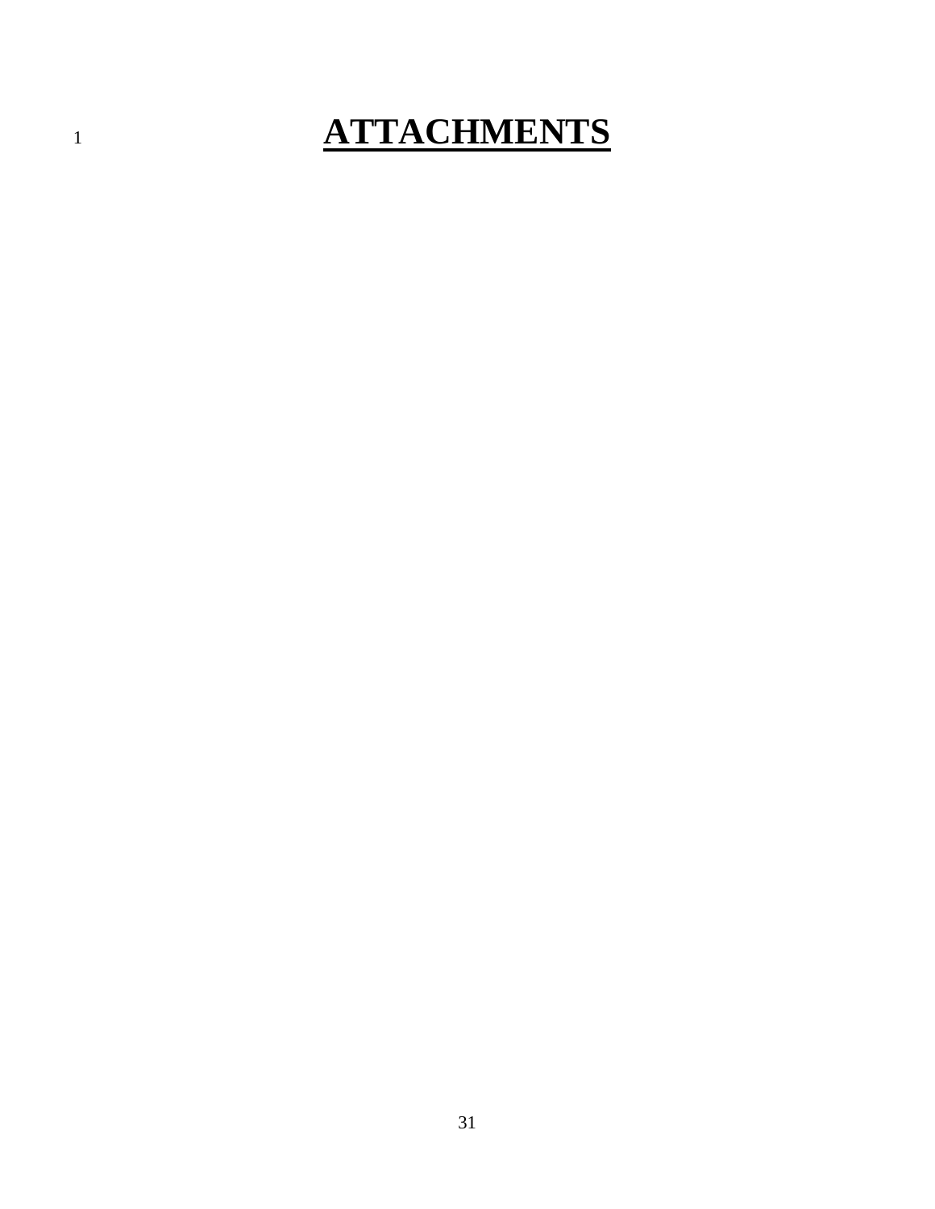# ATTACHMENTS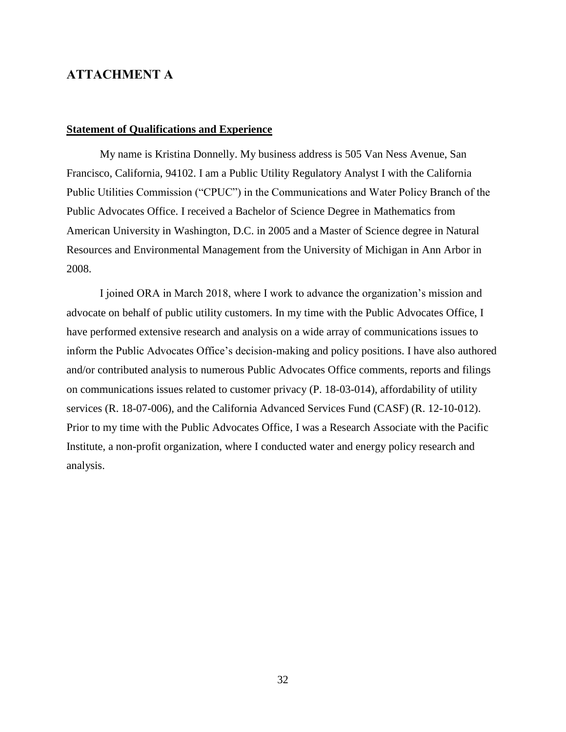## ATTACHMENT A

**Statement of Qualifications and Experience**

My name is Kristina Donnelly. My business address is 505 Van Ness Avenue, San Francisco, California, 94102. I am a Public Utility Regulatory Analyst I with the California Public Utilities Commission ("CPUC") in the Communications and Water Policy Branch of the Public Advocates Office. I received a Bachelor of Science Degree in Mathematics from American University in Washington, D.C. in 2005 and a Master of Science degree in Natural Resources and Environmental Management from the University of Michigan in Ann Arbor in 2008.

I joined ORA in March 2018, where I work to advance the organization's mission and advocate on behalf of public utility customers. In my time with the Public Advocates Office, I have performed extensive research and analysis on a wide array of communications issues to inform the Public Advocates Office's decision-making and policy positions. I have also authored and/or contributed analysis to numerous Public Advocates Office comments, reports and filings on communications issues related to customer privacy (P. 18-03-014), affordability of utility services (R. 18-07-006), and the California Advanced Services Fund (CASF) (R. 12-10-012). Prior to my time with the Public Advocates Office, I was a Research Associate with the Pacific Institute, a non-profit organization, where I conducted water and energy policy research and analysis.